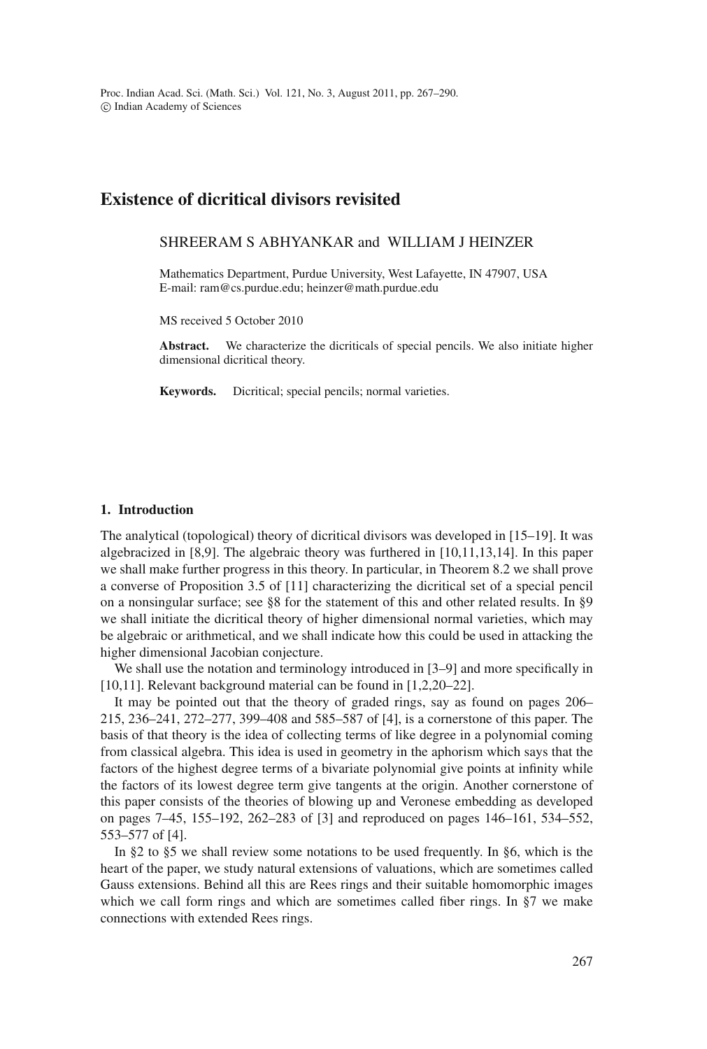# Existence of dicritical divisors revisited

SHREERAM S ABHYANKAR and WILLIAM J HEINZER

Mathematics Department, Purdue University, West Lafayette, IN 47907, USA
E-mail: ram@cs.purdue.edu; heinzer@math.purdue.edu

MS received 5 October 2010

**Abstract.** We characterize the dicriticals of special pencils. We also initiate higher dimensional dicritical theory.

**Keywords.** Dicritical; special pencils; normal varieties.

## 1. Introduction

The analytical (topological) theory of dicritical divisors was developed in [15–19]. It was algebracized in [8,9]. The algebraic theory was furthered in [10,11,13,14]. In this paper we shall make further progress in this theory. In particular, in Theorem 8.2 we shall prove a converse of Proposition 3.5 of [11] characterizing the dicritical set of a special pencil on a nonsingular surface; see §8 for the statement of this and other related results. In §9 we shall initiate the dicritical theory of higher dimensional normal varieties, which may be algebraic or arithmetical, and we shall indicate how this could be used in attacking the higher dimensional Jacobian conjecture.

We shall use the notation and terminology introduced in [3–9] and more specifically in [10,11]. Relevant background material can be found in [1,2,20–22].

It may be pointed out that the theory of graded rings, say as found on pages 206–215, 236–241, 272–277, 399–408 and 585–587 of [4], is a cornerstone of this paper. The basis of that theory is the idea of collecting terms of like degree in a polynomial coming from classical algebra. This idea is used in geometry in the aphorism which says that the factors of the highest degree terms of a bivariate polynomial give points at infinity while the factors of its lowest degree term give tangents at the origin. Another cornerstone of this paper consists of the theories of blowing up and Veronese embedding as developed on pages 7–45, 155–192, 262–283 of [3] and reproduced on pages 146–161, 534–552, 553–577 of [4].

In §2 to §5 we shall review some notations to be used frequently. In §6, which is the heart of the paper, we study natural extensions of valuations, which are sometimes called Gauss extensions. Behind all this are Rees rings and their suitable homomorphic images which we call form rings and which are sometimes called fiber rings. In §7 we make connections with extended Rees rings.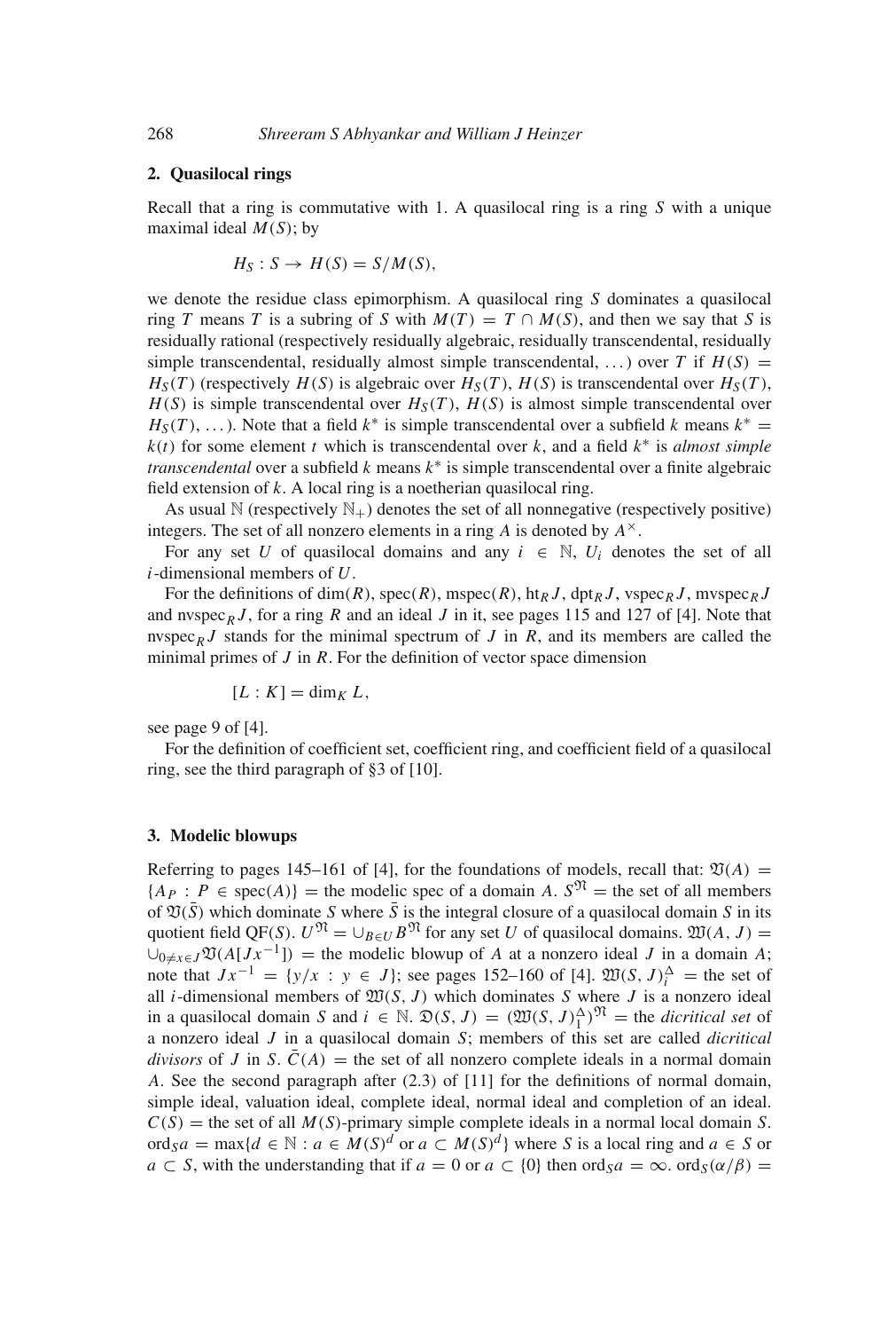## 2. Quasilocal rings

Recall that a ring is commutative with 1. A quasilocal ring is a ring $S$ with a unique maximal ideal $M(S)$; by

$$H_S : S \to H(S) = S/M(S),$$

we denote the residue class epimorphism. A quasilocal ring $S$ dominates a quasilocal ring $T$ means $T$ is a subring of $S$ with $M(T) = T \cap M(S)$, and then we say that $S$ is residually rational (respectively residually algebraic, residually transcendental, residually simple transcendental, residually almost simple transcendental, ...) over $T$ if $H(S) = H_S(T)$ (respectively $H(S)$ is algebraic over $H_S(T)$, $H(S)$ is transcendental over $H_S(T)$, $H(S)$ is simple transcendental over $H_S(T)$, $H(S)$ is almost simple transcendental over $H_S(T)$, ...). Note that a field $k^*$ is simple transcendental over a subfield $k$ means $k^* = k(t)$ for some element $t$ which is transcendental over $k$, and a field $k^*$ is *almost simple transcendental* over a subfield $k$ means $k^*$ is simple transcendental over a finite algebraic field extension of $k$. A local ring is a noetherian quasilocal ring.

As usual $\mathbb{N}$ (respectively $\mathbb{N}_+$) denotes the set of all nonnegative (respectively positive) integers. The set of all nonzero elements in a ring $A$ is denoted by $A^\times$.

For any set $U$ of quasilocal domains and any $i \in \mathbb{N}$, $U_i$ denotes the set of all $i$-dimensional members of $U$.

For the definitions of $\dim(R)$, $\operatorname{spec}(R)$, $\operatorname{mspec}(R)$, $\operatorname{ht}_R J$, $\operatorname{dpt}_R J$, $\operatorname{vspec}_R J$, $\operatorname{mvspec}_R J$ and $\operatorname{nvspec}_R J$, for a ring $R$ and an ideal $J$ in it, see pages 115 and 127 of [4]. Note that $\operatorname{nvspec}_R J$ stands for the minimal spectrum of $J$ in $R$, and its members are called the minimal primes of $J$ in $R$. For the definition of vector space dimension

$$[L : K] = \dim_K L,$$

see page 9 of [4].

For the definition of coefficient set, coefficient ring, and coefficient field of a quasilocal ring, see the third paragraph of §3 of [10].

## 3. Modelic blowups

Referring to pages 145–161 of [4], for the foundations of models, recall that: $\mathfrak{V}(A) = \{A_P : P \in \operatorname{spec}(A)\}$ = the modelic spec of a domain $A$. $S^{\mathfrak{N}}$ = the set of all members of $\mathfrak{V}(\bar{S})$ which dominate $S$ where $\bar{S}$ is the integral closure of a quasilocal domain $S$ in its quotient field $\operatorname{QF}(S)$. $U^{\mathfrak{N}} = \cup_{B \in U} B^{\mathfrak{N}}$ for any set $U$ of quasilocal domains. $\mathfrak{W}(A, J) = \cup_{0 \neq x \in J} \mathfrak{V}(A[Jx^{-1}])$ = the modelic blowup of $A$ at a nonzero ideal $J$ in a domain $A$; note that $Jx^{-1} = \{y/x : y \in J\}$; see pages 152–160 of [4]. $\mathfrak{W}(S, J)_i^\Delta$ = the set of all $i$-dimensional members of $\mathfrak{W}(S, J)$ which dominates $S$ where $J$ is a nonzero ideal in a quasilocal domain $S$ and $i \in \mathbb{N}$. $\mathfrak{D}(S, J) = (\mathfrak{W}(S, J)_1^\Delta)^{\mathfrak{N}}$ = the *dicritical set* of a nonzero ideal $J$ in a quasilocal domain $S$; members of this set are called *dicritical divisors* of $J$ in $S$. $\bar{C}(A)$ = the set of all nonzero complete ideals in a normal domain $A$. See the second paragraph after (2.3) of [11] for the definitions of normal domain, simple ideal, valuation ideal, complete ideal, normal ideal and completion of an ideal. $C(S)$ = the set of all $M(S)$-primary simple complete ideals in a normal local domain $S$. $\operatorname{ord}_S a = \max\{d \in \mathbb{N} : a \in M(S)^d \text{ or } a \subset M(S)^d\}$ where $S$ is a local ring and $a \in S$ or $a \subset S$, with the understanding that if $a = 0$ or $a \subset \{0\}$ then $\operatorname{ord}_S a = \infty$. $\operatorname{ord}_S(\alpha/\beta) =$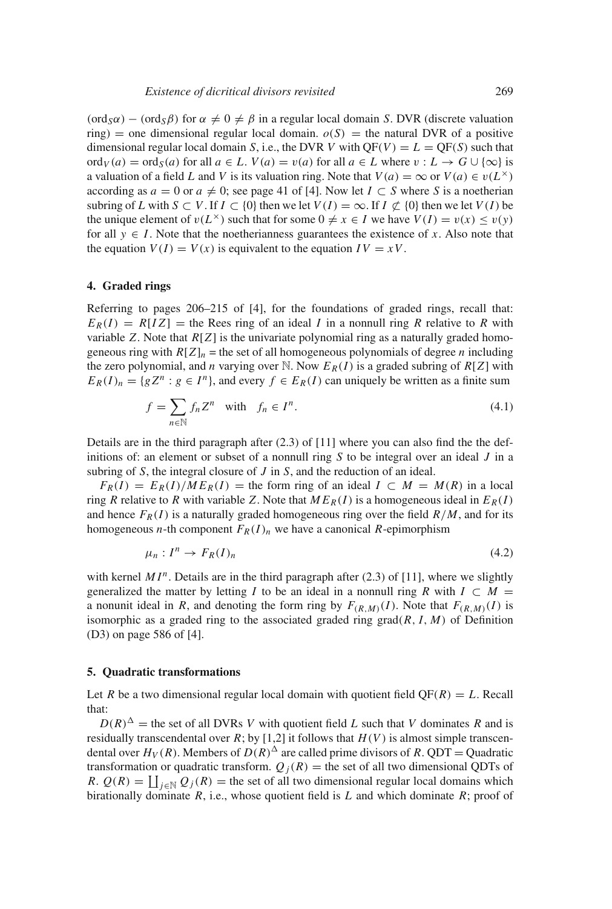$(\text{ord}_S\alpha) - (\text{ord}_S\beta)$ for $\alpha \neq 0 \neq \beta$ in a regular local domain $S$. DVR (discrete valuation ring) = one dimensional regular local domain. $o(S)$ = the natural DVR of a positive dimensional regular local domain $S$, i.e., the DVR $V$ with $\text{QF}(V) = L = \text{QF}(S)$ such that $\text{ord}_V(a) = \text{ord}_S(a)$ for all $a \in L$. $V(a) = v(a)$ for all $a \in L$ where $v : L \to G \cup \{\infty\}$ is a valuation of a field $L$ and $V$ is its valuation ring. Note that $V(a) = \infty$ or $V(a) \in v(L^\times)$ according as $a = 0$ or $a \neq 0$; see page 41 of [4]. Now let $I \subset S$ where $S$ is a noetherian subring of $L$ with $S \subset V$. If $I \subset \{0\}$ then we let $V(I) = \infty$. If $I \not\subset \{0\}$ then we let $V(I)$ be the unique element of $v(L^\times)$ such that for some $0 \neq x \in I$ we have $V(I) = v(x) \leq v(y)$ for all $y \in I$. Note that the noetherianness guarantees the existence of $x$. Also note that the equation $V(I) = V(x)$ is equivalent to the equation $IV = xV$.

#### 4. Graded rings

Referring to pages 206–215 of [4], for the foundations of graded rings, recall that: $E_R(I) = R[IZ]$ = the Rees ring of an ideal $I$ in a nonnull ring $R$ relative to $R$ with variable $Z$. Note that $R[Z]$ is the univariate polynomial ring as a naturally graded homogeneous ring with $R[Z]_n$ = the set of all homogeneous polynomials of degree $n$ including the zero polynomial, and $n$ varying over $\mathbb{N}$. Now $E_R(I)$ is a graded subring of $R[Z]$ with $E_R(I)_n = \{gZ^n : g \in I^n\}$, and every $f \in E_R(I)$ can uniquely be written as a finite sum

$$f = \sum_{n\in\mathbb{N}} f_n Z^n \quad \text{with} \quad f_n \in I^n. \tag{4.1}$$

Details are in the third paragraph after (2.3) of [11] where you can also find the the definitions of: an element or subset of a nonnull ring $S$ to be integral over an ideal $J$ in a subring of $S$, the integral closure of $J$ in $S$, and the reduction of an ideal.

$F_R(I) = E_R(I)/ME_R(I)$ = the form ring of an ideal $I \subset M = M(R)$ in a local ring $R$ relative to $R$ with variable $Z$. Note that $ME_R(I)$ is a homogeneous ideal in $E_R(I)$ and hence $F_R(I)$ is a naturally graded homogeneous ring over the field $R/M$, and for its homogeneous $n$-th component $F_R(I)_n$ we have a canonical $R$-epimorphism

$$\mu_n : I^n \to F_R(I)_n \tag{4.2}$$

with kernel $MI^n$. Details are in the third paragraph after (2.3) of [11], where we slightly generalized the matter by letting $I$ to be an ideal in a nonnull ring $R$ with $I \subset M$ = a nonunit ideal in $R$, and denoting the form ring by $F_{(R,M)}(I)$. Note that $F_{(R,M)}(I)$ is isomorphic as a graded ring to the associated graded ring $\text{grad}(R, I, M)$ of Definition (D3) on page 586 of [4].

#### 5. Quadratic transformations

Let $R$ be a two dimensional regular local domain with quotient field $\text{QF}(R) = L$. Recall that:

$D(R)^\Delta$ = the set of all DVRs $V$ with quotient field $L$ such that $V$ dominates $R$ and is residually transcendental over $R$; by [1,2] it follows that $H(V)$ is almost simple transcendental over $H_V(R)$. Members of $D(R)^\Delta$ are called prime divisors of $R$. QDT = Quadratic transformation or quadratic transform. $Q_j(R)$ = the set of all two dimensional QDTs of $R$. $Q(R) = \coprod_{j\in\mathbb{N}} Q_j(R)$ = the set of all two dimensional regular local domains which birationally dominate $R$, i.e., whose quotient field is $L$ and which dominate $R$; proof of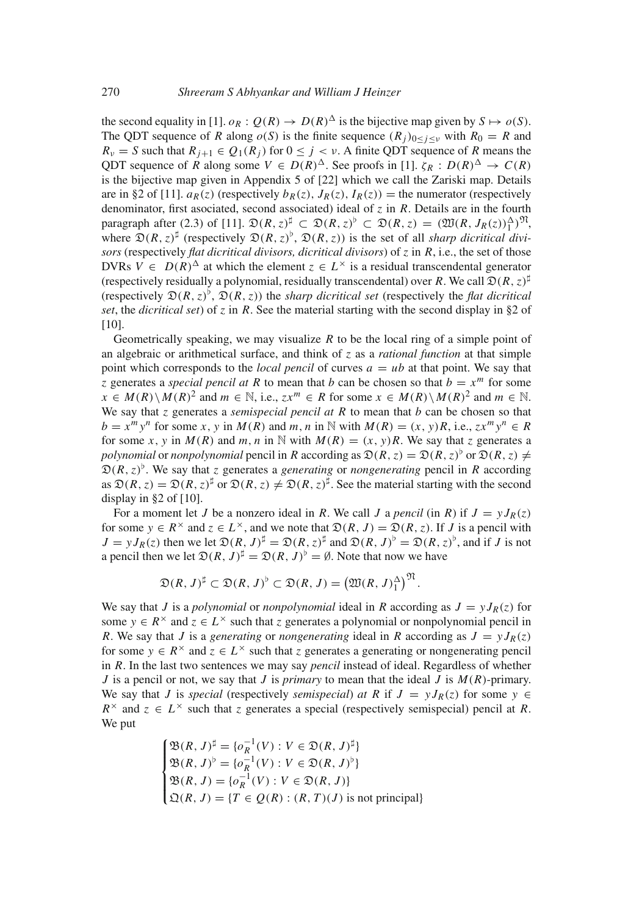the second equality in [1]. $o_R : Q(R) \to D(R)^\Delta$ is the bijective map given by $S \mapsto o(S)$. The QDT sequence of $R$ along $o(S)$ is the finite sequence $(R_j)_{0\le j\le \nu}$ with $R_0 = R$ and $R_\nu = S$ such that $R_{j+1} \in Q_1(R_j)$ for $0 \le j < \nu$. A finite QDT sequence of $R$ means the QDT sequence of $R$ along some $V \in D(R)^\Delta$. See proofs in [1]. $\zeta_R : D(R)^\Delta \to C(R)$ is the bijective map given in Appendix 5 of [22] which we call the Zariski map. Details are in §2 of [11]. $a_R(z)$ (respectively $b_R(z)$, $J_R(z)$, $I_R(z)$) = the numerator (respectively denominator, first asociated, second associated) ideal of $z$ in $R$. Details are in the fourth paragraph after (2.3) of [11]. $\mathfrak{D}(R,z)^\sharp \subset \mathfrak{D}(R,z)^\flat \subset \mathfrak{D}(R,z) = (\mathfrak{W}(R, J_R(z))_1^\Delta)^{\mathfrak{N}}$, where $\mathfrak{D}(R,z)^\sharp$ (respectively $\mathfrak{D}(R,z)^\flat$, $\mathfrak{D}(R,z)$) is the set of all *sharp dicritical divisors* (respectively *flat dicritical divisors, dicritical divisors*) of $z$ in $R$, i.e., the set of those DVRs $V \in D(R)^\Delta$ at which the element $z \in L^\times$ is a residual transcendental generator (respectively residually a polynomial, residually transcendental) over $R$. We call $\mathfrak{D}(R,z)^\sharp$ (respectively $\mathfrak{D}(R,z)^\flat$, $\mathfrak{D}(R,z)$) the *sharp dicritical set* (respectively the *flat dicritical set*, the *dicritical set*) of $z$ in $R$. See the material starting with the second display in §2 of [10].

Geometrically speaking, we may visualize $R$ to be the local ring of a simple point of an algebraic or arithmetical surface, and think of $z$ as a *rational function* at that simple point which corresponds to the *local pencil* of curves $a = ub$ at that point. We say that $z$ generates a *special pencil at* $R$ to mean that $b$ can be chosen so that $b = x^m$ for some $x \in M(R)\setminus M(R)^2$ and $m \in \mathbb{N}$, i.e., $zx^m \in R$ for some $x \in M(R)\setminus M(R)^2$ and $m \in \mathbb{N}$. We say that $z$ generates a *semispecial pencil at* $R$ to mean that $b$ can be chosen so that $b = x^m y^n$ for some $x, y$ in $M(R)$ and $m, n$ in $\mathbb{N}$ with $M(R) = (x, y)R$, i.e., $zx^m y^n \in R$ for some $x, y$ in $M(R)$ and $m, n$ in $\mathbb{N}$ with $M(R) = (x, y)R$. We say that $z$ generates a *polynomial* or *nonpolynomial* pencil in $R$ according as $\mathfrak{D}(R,z) = \mathfrak{D}(R,z)^\flat$ or $\mathfrak{D}(R,z) \neq \mathfrak{D}(R,z)^\flat$. We say that $z$ generates a *generating* or *nongenerating* pencil in $R$ according as $\mathfrak{D}(R,z) = \mathfrak{D}(R,z)^\sharp$ or $\mathfrak{D}(R,z) \neq \mathfrak{D}(R,z)^\sharp$. See the material starting with the second display in §2 of [10].

For a moment let $J$ be a nonzero ideal in $R$. We call $J$ a *pencil* (in $R$) if $J = yJ_R(z)$ for some $y \in R^\times$ and $z \in L^\times$, and we note that $\mathfrak{D}(R,J) = \mathfrak{D}(R,z)$. If $J$ is a pencil with $J = yJ_R(z)$ then we let $\mathfrak{D}(R,J)^\sharp = \mathfrak{D}(R,z)^\sharp$ and $\mathfrak{D}(R,J)^\flat = \mathfrak{D}(R,z)^\flat$, and if $J$ is not a pencil then we let $\mathfrak{D}(R,J)^\sharp = \mathfrak{D}(R,J)^\flat = \emptyset$. Note that now we have

$$\mathfrak{D}(R,J)^\sharp \subset \mathfrak{D}(R,J)^\flat \subset \mathfrak{D}(R,J) = \left(\mathfrak{W}(R,J)_1^\Delta\right)^{\mathfrak{N}}.$$

We say that $J$ is a *polynomial* or *nonpolynomial* ideal in $R$ according as $J = yJ_R(z)$ for some $y \in R^\times$ and $z \in L^\times$ such that $z$ generates a polynomial or nonpolynomial pencil in $R$. We say that $J$ is a *generating* or *nongenerating* ideal in $R$ according as $J = yJ_R(z)$ for some $y \in R^\times$ and $z \in L^\times$ such that $z$ generates a generating or nongenerating pencil in $R$. In the last two sentences we may say *pencil* instead of ideal. Regardless of whether $J$ is a pencil or not, we say that $J$ is *primary* to mean that the ideal $J$ is $M(R)$-primary. We say that $J$ is *special* (respectively *semispecial*) *at* $R$ if $J = yJ_R(z)$ for some $y \in R^\times$ and $z \in L^\times$ such that $z$ generates a special (respectively semispecial) pencil at $R$. We put

$$\begin{cases} \mathfrak{B}(R,J)^\sharp = \{o_R^{-1}(V) : V \in \mathfrak{D}(R,J)^\sharp\} \\ \mathfrak{B}(R,J)^\flat = \{o_R^{-1}(V) : V \in \mathfrak{D}(R,J)^\flat\} \\ \mathfrak{B}(R,J) = \{o_R^{-1}(V) : V \in \mathfrak{D}(R,J)\} \\ \mathfrak{Q}(R,J) = \{T \in Q(R) : (R,T)(J) \text{ is not principal}\} \end{cases}$$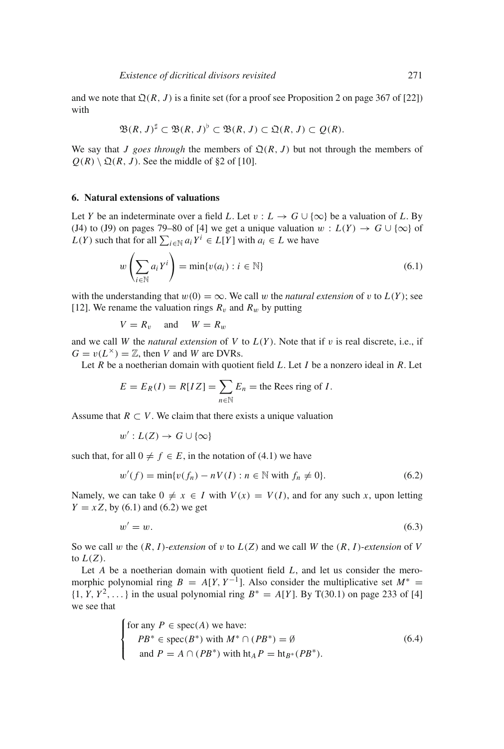and we note that $\mathfrak{Q}(R, J)$ is a finite set (for a proof see Proposition 2 on page 367 of [22]) with

$$\mathfrak{B}(R, J)^\sharp \subset \mathfrak{B}(R, J)^\flat \subset \mathfrak{B}(R, J) \subset \mathfrak{Q}(R, J) \subset Q(R).$$

We say that $J$ *goes through* the members of $\mathfrak{Q}(R, J)$ but not through the members of $Q(R) \setminus \mathfrak{Q}(R, J)$. See the middle of §2 of [10].

## 6. Natural extensions of valuations

Let $Y$ be an indeterminate over a field $L$. Let $v : L \to G \cup \{\infty\}$ be a valuation of $L$. By (J4) to (J9) on pages 79–80 of [4] we get a unique valuation $w : L(Y) \to G \cup \{\infty\}$ of $L(Y)$ such that for all $\sum_{i \in \mathbb{N}} a_i Y^i \in L[Y]$ with $a_i \in L$ we have

$$w\left(\sum_{i \in \mathbb{N}} a_i Y^i\right) = \min\{v(a_i) : i \in \mathbb{N}\} \tag{6.1}$$

with the understanding that $w(0) = \infty$. We call $w$ the *natural extension* of $v$ to $L(Y)$; see [12]. We rename the valuation rings $R_v$ and $R_w$ by putting

$$V = R_v \quad \text{and} \quad W = R_w$$

and we call $W$ the *natural extension* of $V$ to $L(Y)$. Note that if $v$ is real discrete, i.e., if $G = v(L^\times) = \mathbb{Z}$, then $V$ and $W$ are DVRs.

Let $R$ be a noetherian domain with quotient field $L$. Let $I$ be a nonzero ideal in $R$. Let

$$E = E_R(I) = R[IZ] = \sum_{n \in \mathbb{N}} E_n = \text{the Rees ring of } I.$$

Assume that $R \subset V$. We claim that there exists a unique valuation

$$w' : L(Z) \to G \cup \{\infty\}$$

such that, for all $0 \neq f \in E$, in the notation of (4.1) we have

$$w'(f) = \min\{v(f_n) - nV(I) : n \in \mathbb{N} \text{ with } f_n \neq 0\}. \tag{6.2}$$

Namely, we can take $0 \neq x \in I$ with $V(x) = V(I)$, and for any such $x$, upon letting $Y = xZ$, by (6.1) and (6.2) we get

$$w' = w. \tag{6.3}$$

So we call $w$ the $(R, I)$-*extension* of $v$ to $L(Z)$ and we call $W$ the $(R, I)$-*extension* of $V$ to $L(Z)$.

Let $A$ be a noetherian domain with quotient field $L$, and let us consider the meromorphic polynomial ring $B = A[Y, Y^{-1}]$. Also consider the multiplicative set $M^* = \{1, Y, Y^2, \dots\}$ in the usual polynomial ring $B^* = A[Y]$. By T(30.1) on page 233 of [4] we see that

$$\begin{cases} \text{for any } P \in \operatorname{spec}(A) \text{ we have:} \\ \quad PB^* \in \operatorname{spec}(B^*) \text{ with } M^* \cap (PB^*) = \emptyset \\ \quad \text{and } P = A \cap (PB^*) \text{ with } \operatorname{ht}_A P = \operatorname{ht}_{B^*}(PB^*). \end{cases} \tag{6.4}$$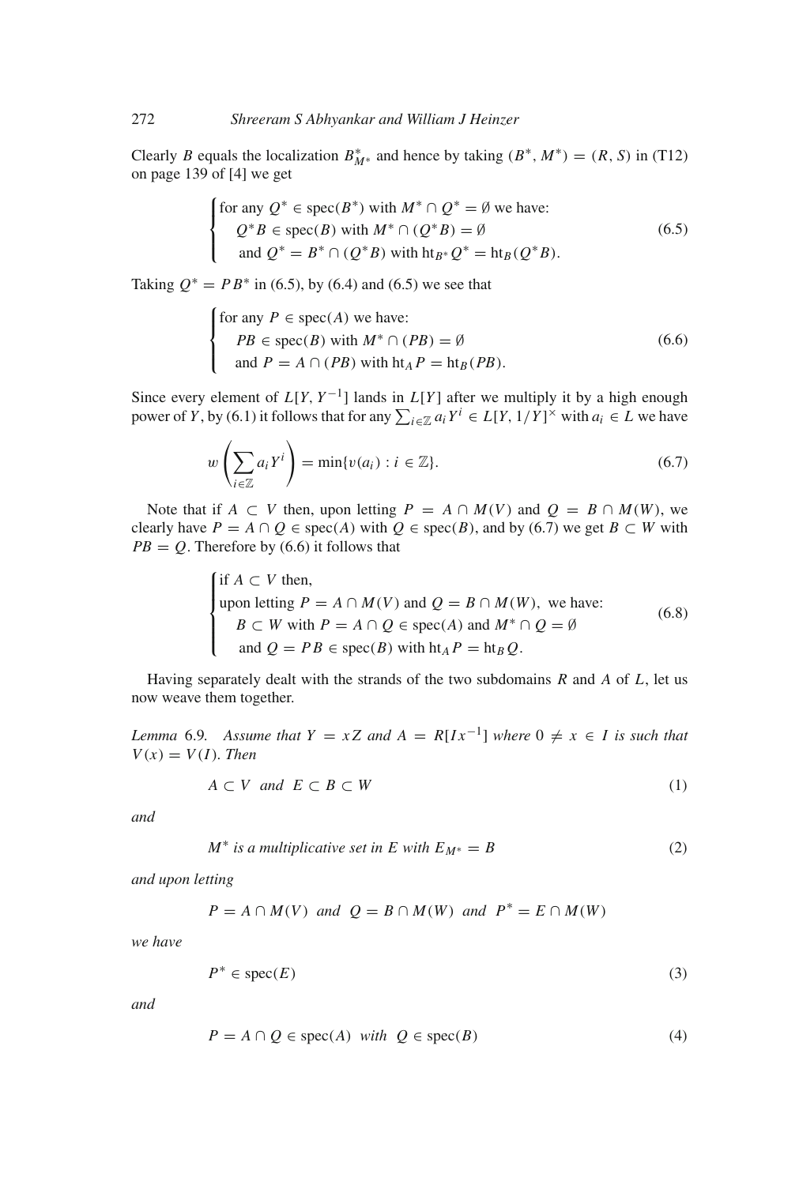Clearly $B$ equals the localization $B^*_{M^*}$ and hence by taking $(B^*, M^*) = (R, S)$ in (T12) on page 139 of [4] we get

$$\begin{cases} \text{for any } Q^* \in \operatorname{spec}(B^*) \text{ with } M^* \cap Q^* = \emptyset \text{ we have:} \\ \quad Q^*B \in \operatorname{spec}(B) \text{ with } M^* \cap (Q^*B) = \emptyset \\ \quad \text{and } Q^* = B^* \cap (Q^*B) \text{ with } \operatorname{ht}_{B^*} Q^* = \operatorname{ht}_B(Q^*B). \end{cases} \tag{6.5}$$

Taking $Q^* = PB^*$ in (6.5), by (6.4) and (6.5) we see that

$$\begin{cases} \text{for any } P \in \operatorname{spec}(A) \text{ we have:} \\ \quad PB \in \operatorname{spec}(B) \text{ with } M^* \cap (PB) = \emptyset \\ \quad \text{and } P = A \cap (PB) \text{ with } \operatorname{ht}_A P = \operatorname{ht}_B(PB). \end{cases} \tag{6.6}$$

Since every element of $L[Y, Y^{-1}]$ lands in $L[Y]$ after we multiply it by a high enough power of $Y$, by (6.1) it follows that for any $\sum_{i \in \mathbb{Z}} a_i Y^i \in L[Y, 1/Y]^\times$ with $a_i \in L$ we have

$$w\left(\sum_{i \in \mathbb{Z}} a_i Y^i\right) = \min\{v(a_i) : i \in \mathbb{Z}\}. \tag{6.7}$$

Note that if $A \subset V$ then, upon letting $P = A \cap M(V)$ and $Q = B \cap M(W)$, we clearly have $P = A \cap Q \in \operatorname{spec}(A)$ with $Q \in \operatorname{spec}(B)$, and by (6.7) we get $B \subset W$ with $PB = Q$. Therefore by (6.6) it follows that

$$\begin{cases} \text{if } A \subset V \text{ then,} \\ \text{upon letting } P = A \cap M(V) \text{ and } Q = B \cap M(W), \text{ we have:} \\ \quad B \subset W \text{ with } P = A \cap Q \in \operatorname{spec}(A) \text{ and } M^* \cap Q = \emptyset \\ \quad \text{and } Q = PB \in \operatorname{spec}(B) \text{ with } \operatorname{ht}_A P = \operatorname{ht}_B Q. \end{cases} \tag{6.8}$$

Having separately dealt with the strands of the two subdomains $R$ and $A$ of $L$, let us now weave them together.

*Lemma* 6.9. *Assume that $Y = xZ$ and $A = R[Ix^{-1}]$ where $0 \neq x \in I$ is such that $V(x) = V(I)$. Then*

$$A \subset V \quad \textit{and} \quad E \subset B \subset W \tag{1}$$

*and*

$$M^* \textit{ is a multiplicative set in } E \textit{ with } E_{M^*} = B \tag{2}$$

*and upon letting*

$$P = A \cap M(V) \quad \textit{and} \quad Q = B \cap M(W) \quad \textit{and} \quad P^* = E \cap M(W)$$

*we have*

$$P^* \in \operatorname{spec}(E) \tag{3}$$

*and*

$$P = A \cap Q \in \operatorname{spec}(A) \quad \textit{with} \quad Q \in \operatorname{spec}(B) \tag{4}$$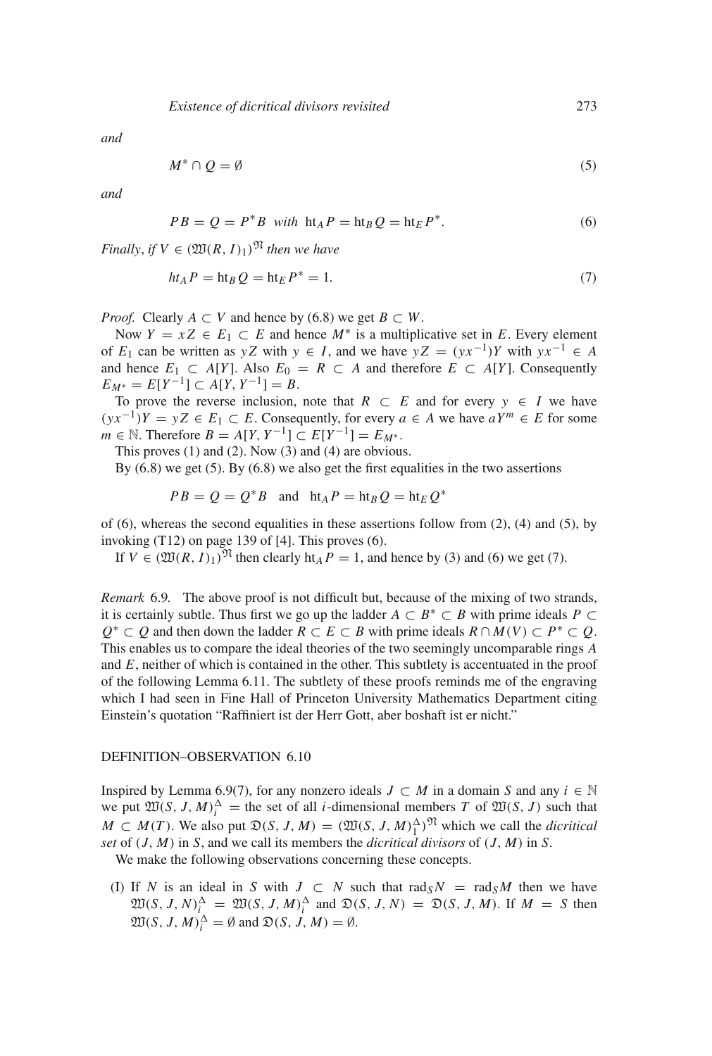*and*

$$M^* \cap Q = \emptyset \tag{5}$$

*and*

$$PB = Q = P^*B \ \ \textit{with} \ \ \mathrm{ht}_A P = \mathrm{ht}_B Q = \mathrm{ht}_E P^*. \tag{6}$$

*Finally, if* $V \in (\mathfrak{W}(R, I)_1)^{\mathfrak{N}}$ *then we have*

$$ht_A P = \mathrm{ht}_B Q = \mathrm{ht}_E P^* = 1. \tag{7}$$

*Proof.* Clearly $A \subset V$ and hence by (6.8) we get $B \subset W$.

Now $Y = xZ \in E_1 \subset E$ and hence $M^*$ is a multiplicative set in $E$. Every element of $E_1$ can be written as $yZ$ with $y \in I$, and we have $yZ = (yx^{-1})Y$ with $yx^{-1} \in A$ and hence $E_1 \subset A[Y]$. Also $E_0 = R \subset A$ and therefore $E \subset A[Y]$. Consequently $E_{M^*} = E[Y^{-1}] \subset A[Y, Y^{-1}] = B$.

To prove the reverse inclusion, note that $R \subset E$ and for every $y \in I$ we have $(yx^{-1})Y = yZ \in E_1 \subset E$. Consequently, for every $a \in A$ we have $aY^m \in E$ for some $m \in \mathbb{N}$. Therefore $B = A[Y, Y^{-1}] \subset E[Y^{-1}] = E_{M^*}$.

This proves (1) and (2). Now (3) and (4) are obvious.

By (6.8) we get (5). By (6.8) we also get the first equalities in the two assertions

$$PB = Q = Q^*B \quad \text{and} \quad \mathrm{ht}_A P = \mathrm{ht}_B Q = \mathrm{ht}_E Q^*$$

of (6), whereas the second equalities in these assertions follow from (2), (4) and (5), by invoking (T12) on page 139 of [4]. This proves (6).

If $V \in (\mathfrak{W}(R, I)_1)^{\mathfrak{N}}$ then clearly $\mathrm{ht}_A P = 1$, and hence by (3) and (6) we get (7).

*Remark* 6.9. The above proof is not difficult but, because of the mixing of two strands, it is certainly subtle. Thus first we go up the ladder $A \subset B^* \subset B$ with prime ideals $P \subset Q^* \subset Q$ and then down the ladder $R \subset E \subset B$ with prime ideals $R \cap M(V) \subset P^* \subset Q$. This enables us to compare the ideal theories of the two seemingly uncomparable rings $A$ and $E$, neither of which is contained in the other. This subtlety is accentuated in the proof of the following Lemma 6.11. The subtlety of these proofs reminds me of the engraving which I had seen in Fine Hall of Princeton University Mathematics Department citing Einstein's quotation "Raffiniert ist der Herr Gott, aber boshaft ist er nicht."

DEFINITION–OBSERVATION 6.10

Inspired by Lemma 6.9(7), for any nonzero ideals $J \subset M$ in a domain $S$ and any $i \in \mathbb{N}$ we put $\mathfrak{W}(S, J, M)_i^{\Delta}$ = the set of all $i$-dimensional members $T$ of $\mathfrak{W}(S, J)$ such that $M \subset M(T)$. We also put $\mathfrak{D}(S, J, M) = (\mathfrak{W}(S, J, M)_1^{\Delta})^{\mathfrak{N}}$ which we call the *dicritical set* of $(J, M)$ in $S$, and we call its members the *dicritical divisors* of $(J, M)$ in $S$.

We make the following observations concerning these concepts.

(I) If $N$ is an ideal in $S$ with $J \subset N$ such that $\mathrm{rad}_S N = \mathrm{rad}_S M$ then we have $\mathfrak{W}(S, J, N)_i^{\Delta} = \mathfrak{W}(S, J, M)_i^{\Delta}$ and $\mathfrak{D}(S, J, N) = \mathfrak{D}(S, J, M)$. If $M = S$ then $\mathfrak{W}(S, J, M)_i^{\Delta} = \emptyset$ and $\mathfrak{D}(S, J, M) = \emptyset$.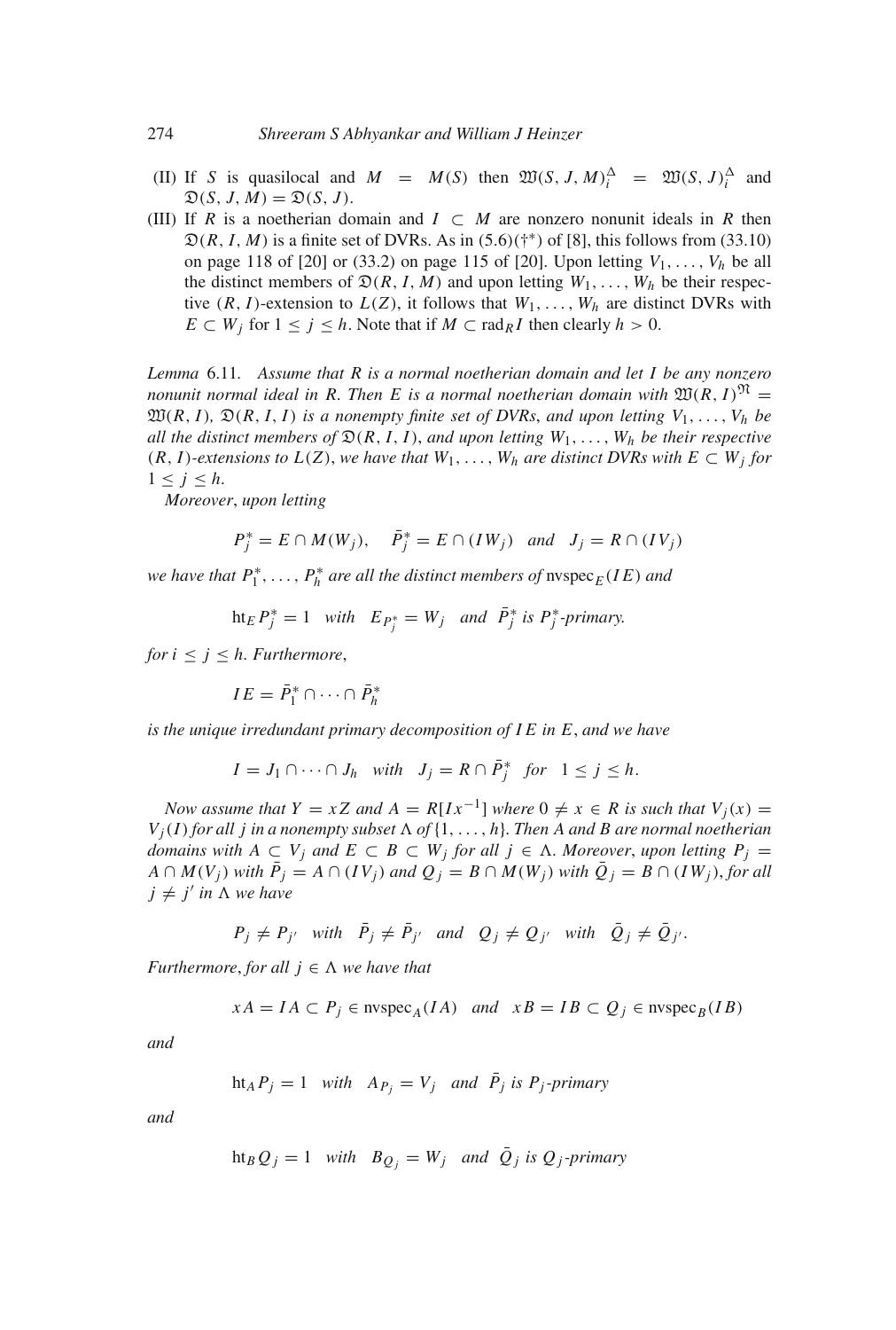(II) If $S$ is quasilocal and $M = M(S)$ then $\mathfrak{W}(S, J, M)_i^{\Delta} = \mathfrak{W}(S, J)_i^{\Delta}$ and $\mathfrak{D}(S, J, M) = \mathfrak{D}(S, J)$.

(III) If $R$ is a noetherian domain and $I \subset M$ are nonzero nonunit ideals in $R$ then $\mathfrak{D}(R, I, M)$ is a finite set of DVRs. As in (5.6)(†*) of [8], this follows from (33.10) on page 118 of [20] or (33.2) on page 115 of [20]. Upon letting $V_1, \ldots, V_h$ be all the distinct members of $\mathfrak{D}(R, I, M)$ and upon letting $W_1, \ldots, W_h$ be their respective $(R, I)$-extension to $L(Z)$, it follows that $W_1, \ldots, W_h$ are distinct DVRs with $E \subset W_j$ for $1 \leq j \leq h$. Note that if $M \subset \text{rad}_R I$ then clearly $h > 0$.

*Lemma* 6.11. *Assume that $R$ is a normal noetherian domain and let $I$ be any nonzero nonunit normal ideal in $R$. Then $E$ is a normal noetherian domain with $\mathfrak{W}(R, I)^{\mathfrak{N}} = \mathfrak{W}(R, I)$, $\mathfrak{D}(R, I, I)$ is a nonempty finite set of DVRs, and upon letting $V_1, \ldots, V_h$ be all the distinct members of $\mathfrak{D}(R, I, I)$, and upon letting $W_1, \ldots, W_h$ be their respective $(R, I)$-extensions to $L(Z)$, we have that $W_1, \ldots, W_h$ are distinct DVRs with $E \subset W_j$ for $1 \leq j \leq h$.*

*Moreover*, *upon letting*

$$P_j^* = E \cap M(W_j), \quad \bar{P}_j^* = E \cap (IW_j) \quad \textit{and} \quad J_j = R \cap (IV_j)$$

*we have that $P_1^*, \ldots, P_h^*$ are all the distinct members of* $\text{nvspec}_E(IE)$ *and*

$$\text{ht}_E P_j^* = 1 \quad \textit{with} \quad E_{P_j^*} = W_j \quad \textit{and} \quad \bar{P}_j^* \textit{ is } P_j^*\textit{-primary.}$$

*for $i \leq j \leq h$. Furthermore*,

$$IE = \bar{P}_1^* \cap \cdots \cap \bar{P}_h^*$$

*is the unique irredundant primary decomposition of $IE$ in $E$*, *and we have*

$$I = J_1 \cap \cdots \cap J_h \quad \textit{with} \quad J_j = R \cap \bar{P}_j^* \quad \textit{for} \quad 1 \leq j \leq h.$$

*Now assume that $Y = xZ$ and $A = R[Ix^{-1}]$ where $0 \neq x \in R$ is such that $V_j(x) = V_j(I)$ for all $j$ in a nonempty subset $\Lambda$ of $\{1, \ldots, h\}$. Then $A$ and $B$ are normal noetherian domains with $A \subset V_j$ and $E \subset B \subset W_j$ for all $j \in \Lambda$. Moreover*, *upon letting $P_j = A \cap M(V_j)$ with $\bar{P}_j = A \cap (IV_j)$ and $Q_j = B \cap M(W_j)$ with $\bar{Q}_j = B \cap (IW_j)$*, *for all $j \neq j'$ in $\Lambda$ we have*

$$P_j \neq P_{j'} \quad \textit{with} \quad \bar{P}_j \neq \bar{P}_{j'} \quad \textit{and} \quad Q_j \neq Q_{j'} \quad \textit{with} \quad \bar{Q}_j \neq \bar{Q}_{j'}.$$

*Furthermore*, *for all $j \in \Lambda$ we have that*

$$xA = IA \subset P_j \in \text{nvspec}_A(IA) \quad \textit{and} \quad xB = IB \subset Q_j \in \text{nvspec}_B(IB)$$

*and*

$$\text{ht}_A P_j = 1 \quad \textit{with} \quad A_{P_j} = V_j \quad \textit{and} \quad \bar{P}_j \textit{ is } P_j\textit{-primary}$$

*and*

$$\text{ht}_B Q_j = 1 \quad \textit{with} \quad B_{Q_j} = W_j \quad \textit{and} \quad \bar{Q}_j \textit{ is } Q_j\textit{-primary}$$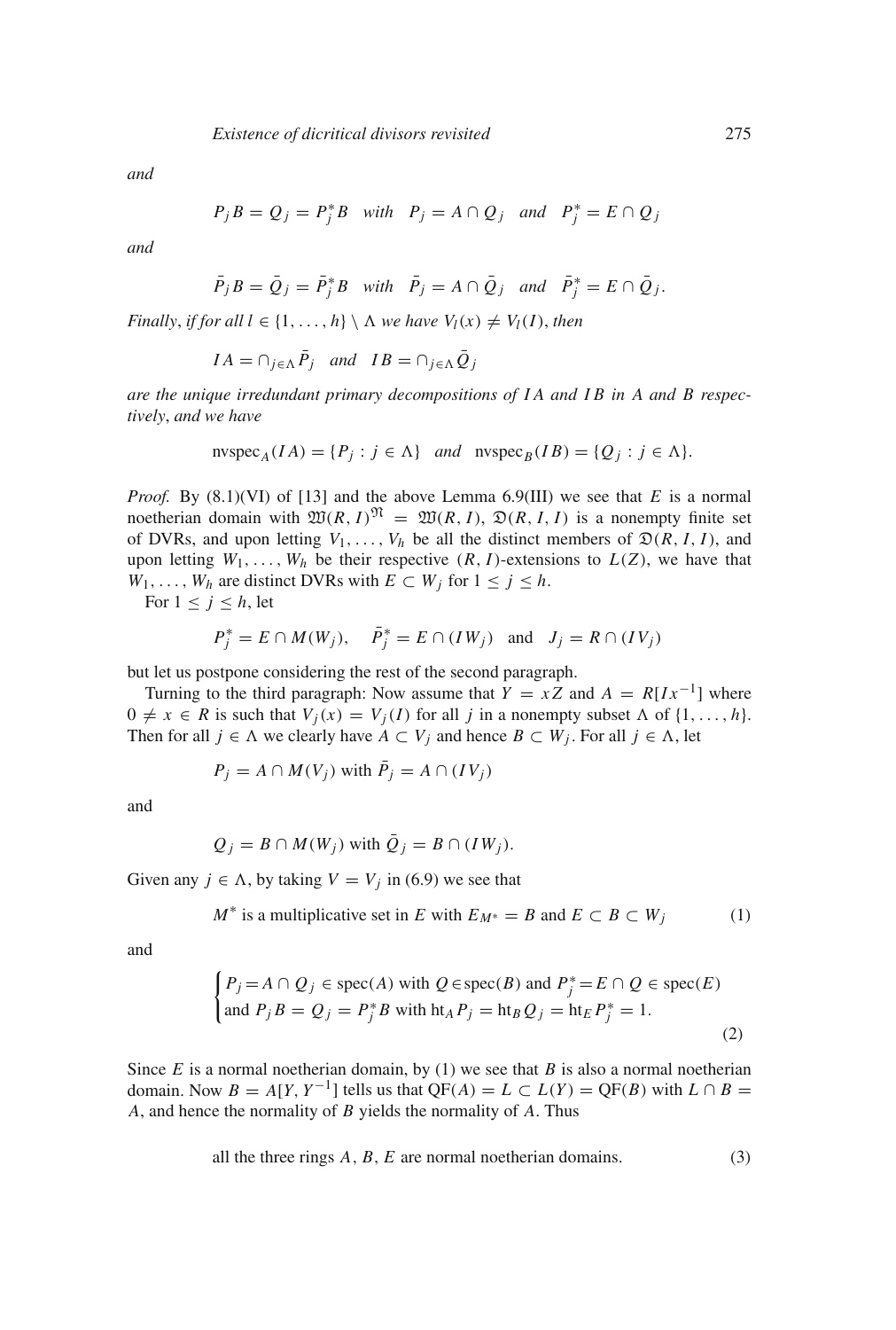*and*

$$P_j B = Q_j = P_j^* B \quad \textit{with} \quad P_j = A \cap Q_j \quad \textit{and} \quad P_j^* = E \cap Q_j$$

*and*

$$\bar{P}_j B = \bar{Q}_j = \bar{P}_j^* B \quad \textit{with} \quad \bar{P}_j = A \cap \bar{Q}_j \quad \textit{and} \quad \bar{P}_j^* = E \cap \bar{Q}_j.$$

*Finally, if for all $l \in \{1, \ldots, h\} \setminus \Lambda$ we have $V_l(x) \neq V_l(I)$, then*

$$IA = \cap_{j \in \Lambda} \bar{P}_j \quad \textit{and} \quad IB = \cap_{j \in \Lambda} \bar{Q}_j$$

*are the unique irredundant primary decompositions of $IA$ and $IB$ in $A$ and $B$ respectively, and we have*

$$\text{nvspec}_A(IA) = \{P_j : j \in \Lambda\} \quad \textit{and} \quad \text{nvspec}_B(IB) = \{Q_j : j \in \Lambda\}.$$

*Proof.* By (8.1)(VI) of [13] and the above Lemma 6.9(III) we see that $E$ is a normal noetherian domain with $\mathfrak{W}(R, I)^{\mathfrak{N}} = \mathfrak{W}(R, I)$, $\mathfrak{D}(R, I, I)$ is a nonempty finite set of DVRs, and upon letting $V_1, \ldots, V_h$ be all the distinct members of $\mathfrak{D}(R, I, I)$, and upon letting $W_1, \ldots, W_h$ be their respective $(R, I)$-extensions to $L(Z)$, we have that $W_1, \ldots, W_h$ are distinct DVRs with $E \subset W_j$ for $1 \leq j \leq h$.

For $1 \leq j \leq h$, let

$$P_j^* = E \cap M(W_j), \quad \bar{P}_j^* = E \cap (IW_j) \quad \text{and} \quad J_j = R \cap (IV_j)$$

but let us postpone considering the rest of the second paragraph.

Turning to the third paragraph: Now assume that $Y = xZ$ and $A = R[Ix^{-1}]$ where $0 \neq x \in R$ is such that $V_j(x) = V_j(I)$ for all $j$ in a nonempty subset $\Lambda$ of $\{1, \ldots, h\}$. Then for all $j \in \Lambda$ we clearly have $A \subset V_j$ and hence $B \subset W_j$. For all $j \in \Lambda$, let

$$P_j = A \cap M(V_j) \text{ with } \bar{P}_j = A \cap (IV_j)$$

and

$$Q_j = B \cap M(W_j) \text{ with } \bar{Q}_j = B \cap (IW_j).$$

Given any $j \in \Lambda$, by taking $V = V_j$ in (6.9) we see that

$$M^* \text{ is a multiplicative set in } E \text{ with } E_{M^*} = B \text{ and } E \subset B \subset W_j \tag{1}$$

and

$$\begin{cases} P_j = A \cap Q_j \in \text{spec}(A) \text{ with } Q \in \text{spec}(B) \text{ and } P_j^* = E \cap Q \in \text{spec}(E) \\ \text{and } P_j B = Q_j = P_j^* B \text{ with } \text{ht}_A P_j = \text{ht}_B Q_j = \text{ht}_E P_j^* = 1. \end{cases} \tag{2}$$

Since $E$ is a normal noetherian domain, by (1) we see that $B$ is also a normal noetherian domain. Now $B = A[Y, Y^{-1}]$ tells us that $\text{QF}(A) = L \subset L(Y) = \text{QF}(B)$ with $L \cap B = A$, and hence the normality of $B$ yields the normality of $A$. Thus

$$\text{all the three rings } A, B, E \text{ are normal noetherian domains.} \tag{3}$$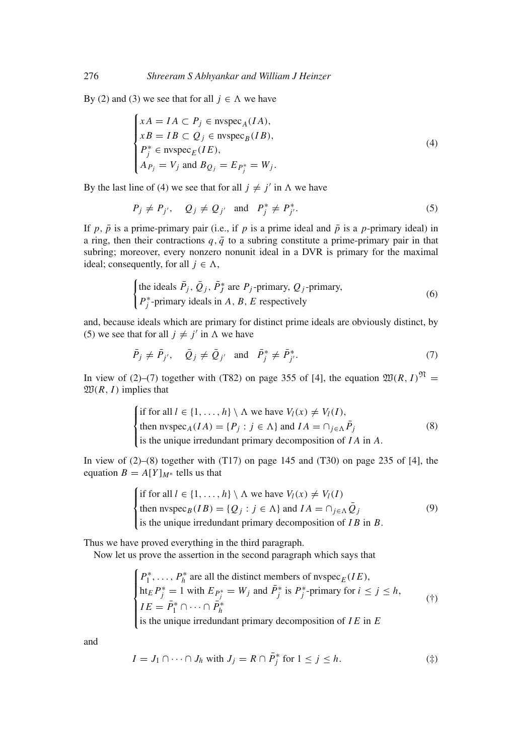By (2) and (3) we see that for all $j \in \Lambda$ we have

$$\begin{cases} xA = IA \subset P_j \in \text{nvspec}_A(IA), \\ xB = IB \subset Q_j \in \text{nvspec}_B(IB), \\ P_j^* \in \text{nvspec}_E(IE), \\ A_{P_j} = V_j \text{ and } B_{Q_j} = E_{P_j^*} = W_j. \end{cases} \tag{4}$$

By the last line of (4) we see that for all $j \neq j'$ in $\Lambda$ we have

$$P_j \neq P_{j'}, \quad Q_j \neq Q_{j'} \quad \text{and} \quad P_j^* \neq P_{j'}^*. \tag{5}$$

If $p, \bar{p}$ is a prime-primary pair (i.e., if $p$ is a prime ideal and $\bar{p}$ is a $p$-primary ideal) in a ring, then their contractions $q, \bar{q}$ to a subring constitute a prime-primary pair in that subring; moreover, every nonzero nonunit ideal in a DVR is primary for the maximal ideal; consequently, for all $j \in \Lambda$,

$$\begin{cases} \text{the ideals } \bar{P}_j, \bar{Q}_j, \bar{P}_J^* \text{ are } P_j\text{-primary, } Q_j\text{-primary,} \\ P_j^*\text{-primary ideals in } A, B, E \text{ respectively} \end{cases} \tag{6}$$

and, because ideals which are primary for distinct prime ideals are obviously distinct, by (5) we see that for all $j \neq j'$ in $\Lambda$ we have

$$\bar{P}_j \neq \bar{P}_{j'}, \quad \bar{Q}_j \neq \bar{Q}_{j'} \quad \text{and} \quad \bar{P}_j^* \neq \bar{P}_{j'}^*. \tag{7}$$

In view of (2)–(7) together with (T82) on page 355 of [4], the equation $\mathfrak{W}(R, I)^{\mathfrak{N}} = \mathfrak{W}(R, I)$ implies that

$$\begin{cases} \text{if for all } l \in \{1, \ldots, h\} \setminus \Lambda \text{ we have } V_l(x) \neq V_l(I), \\ \text{then nvspec}_A(IA) = \{P_j : j \in \Lambda\} \text{ and } IA = \cap_{j \in \Lambda} \bar{P}_j \\ \text{is the unique irredundant primary decomposition of } IA \text{ in } A. \end{cases} \tag{8}$$

In view of (2)–(8) together with (T17) on page 145 and (T30) on page 235 of [4], the equation $B = A[Y]_{M^*}$ tells us that

$$\begin{cases} \text{if for all } l \in \{1, \ldots, h\} \setminus \Lambda \text{ we have } V_l(x) \neq V_l(I) \\ \text{then nvspec}_B(IB) = \{Q_j : j \in \Lambda\} \text{ and } IA = \cap_{j \in \Lambda} \bar{Q}_j \\ \text{is the unique irredundant primary decomposition of } IB \text{ in } B. \end{cases} \tag{9}$$

Thus we have proved everything in the third paragraph.

Now let us prove the assertion in the second paragraph which says that

$$\begin{cases} P_1^*, \ldots, P_h^* \text{ are all the distinct members of nvspec}_E(IE), \\ \text{ht}_E P_j^* = 1 \text{ with } E_{P_j^*} = W_j \text{ and } \bar{P}_j^* \text{ is } P_j^*\text{-primary for } i \leq j \leq h, \\ IE = \bar{P}_1^* \cap \cdots \cap \bar{P}_h^* \\ \text{is the unique irredundant primary decomposition of } IE \text{ in } E \end{cases} \tag{†}$$

and

$$I = J_1 \cap \cdots \cap J_h \text{ with } J_j = R \cap \bar{P}_j^* \text{ for } 1 \leq j \leq h. \tag{‡}$$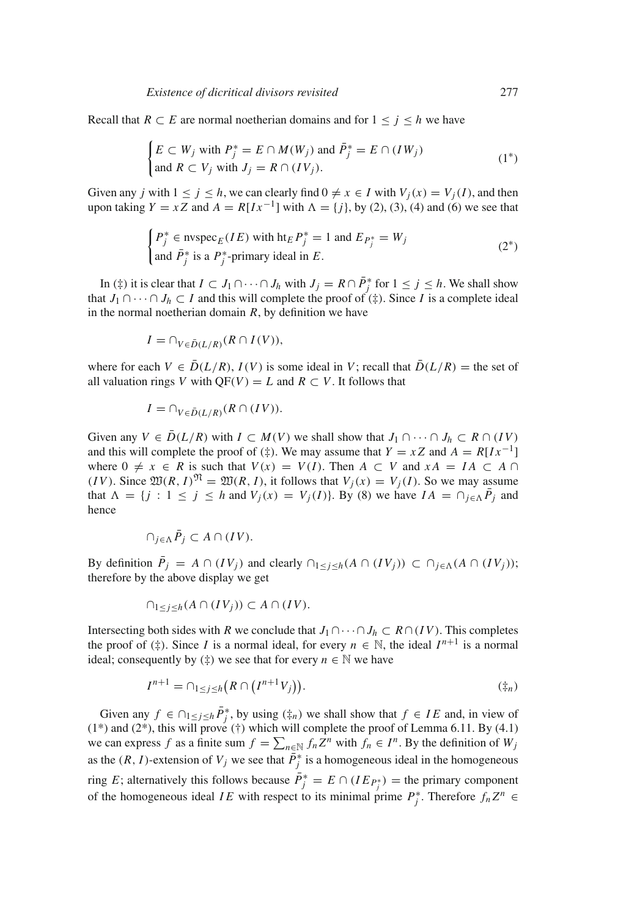Recall that $R \subset E$ are normal noetherian domains and for $1 \leq j \leq h$ we have

$$\begin{cases} E \subset W_j \text{ with } P_j^* = E \cap M(W_j) \text{ and } \bar{P}_j^* = E \cap (IW_j) \\ \text{and } R \subset V_j \text{ with } J_j = R \cap (IV_j). \end{cases} \tag{1*}$$

Given any $j$ with $1 \leq j \leq h$, we can clearly find $0 \neq x \in I$ with $V_j(x) = V_j(I)$, and then upon taking $Y = xZ$ and $A = R[Ix^{-1}]$ with $\Lambda = \{j\}$, by (2), (3), (4) and (6) we see that

$$\begin{cases} P_j^* \in \text{nvspec}_E(IE) \text{ with } \text{ht}_E P_j^* = 1 \text{ and } E_{P_j^*} = W_j \\ \text{and } \bar{P}_j^* \text{ is a } P_j^*\text{-primary ideal in } E. \end{cases} \tag{2*}$$

In (‡) it is clear that $I \subset J_1 \cap \cdots \cap J_h$ with $J_j = R \cap \bar{P}_j^*$ for $1 \leq j \leq h$. We shall show that $J_1 \cap \cdots \cap J_h \subset I$ and this will complete the proof of (‡). Since $I$ is a complete ideal in the normal noetherian domain $R$, by definition we have

$$I = \cap_{V \in \bar{D}(L/R)} (R \cap I(V)),$$

where for each $V \in \bar{D}(L/R)$, $I(V)$ is some ideal in $V$; recall that $\bar{D}(L/R) =$ the set of all valuation rings $V$ with $\text{QF}(V) = L$ and $R \subset V$. It follows that

$$I = \cap_{V \in \bar{D}(L/R)} (R \cap (IV)).$$

Given any $V \in \bar{D}(L/R)$ with $I \subset M(V)$ we shall show that $J_1 \cap \cdots \cap J_h \subset R \cap (IV)$ and this will complete the proof of (‡). We may assume that $Y = xZ$ and $A = R[Ix^{-1}]$ where $0 \neq x \in R$ is such that $V(x) = V(I)$. Then $A \subset V$ and $xA = IA \subset A \cap (IV)$. Since $\mathfrak{W}(R, I)^{\mathfrak{N}} = \mathfrak{W}(R, I)$, it follows that $V_j(x) = V_j(I)$. So we may assume that $\Lambda = \{j : 1 \leq j \leq h \text{ and } V_j(x) = V_j(I)\}$. By (8) we have $IA = \cap_{j \in \Lambda} \bar{P}_j$ and hence

$$\cap_{j \in \Lambda} \bar{P}_j \subset A \cap (IV).$$

By definition $\bar{P}_j = A \cap (IV_j)$ and clearly $\cap_{1 \leq j \leq h} (A \cap (IV_j)) \subset \cap_{j \in \Lambda} (A \cap (IV_j))$; therefore by the above display we get

$$\cap_{1 \leq j \leq h} (A \cap (IV_j)) \subset A \cap (IV).$$

Intersecting both sides with $R$ we conclude that $J_1 \cap \cdots \cap J_h \subset R \cap (IV)$. This completes the proof of (‡). Since $I$ is a normal ideal, for every $n \in \mathbb{N}$, the ideal $I^{n+1}$ is a normal ideal; consequently by (‡) we see that for every $n \in \mathbb{N}$ we have

$$I^{n+1} = \cap_{1 \leq j \leq h} \big( R \cap \big( I^{n+1} V_j \big) \big). \tag{$\ddagger_n$}$$

Given any $f \in \cap_{1 \leq j \leq h} \bar{P}_j^*$, by using ($\ddagger_n$) we shall show that $f \in IE$ and, in view of (1*) and (2*), this will prove (†) which will complete the proof of Lemma 6.11. By (4.1) we can express $f$ as a finite sum $f = \sum_{n \in \mathbb{N}} f_n Z^n$ with $f_n \in I^n$. By the definition of $W_j$ as the $(R, I)$-extension of $V_j$ we see that $\bar{P}_j^*$ is a homogeneous ideal in the homogeneous ring $E$; alternatively this follows because $\bar{P}_j^* = E \cap (IE_{P_j^*}) =$ the primary component of the homogeneous ideal $IE$ with respect to its minimal prime $P_j^*$. Therefore $f_n Z^n \in$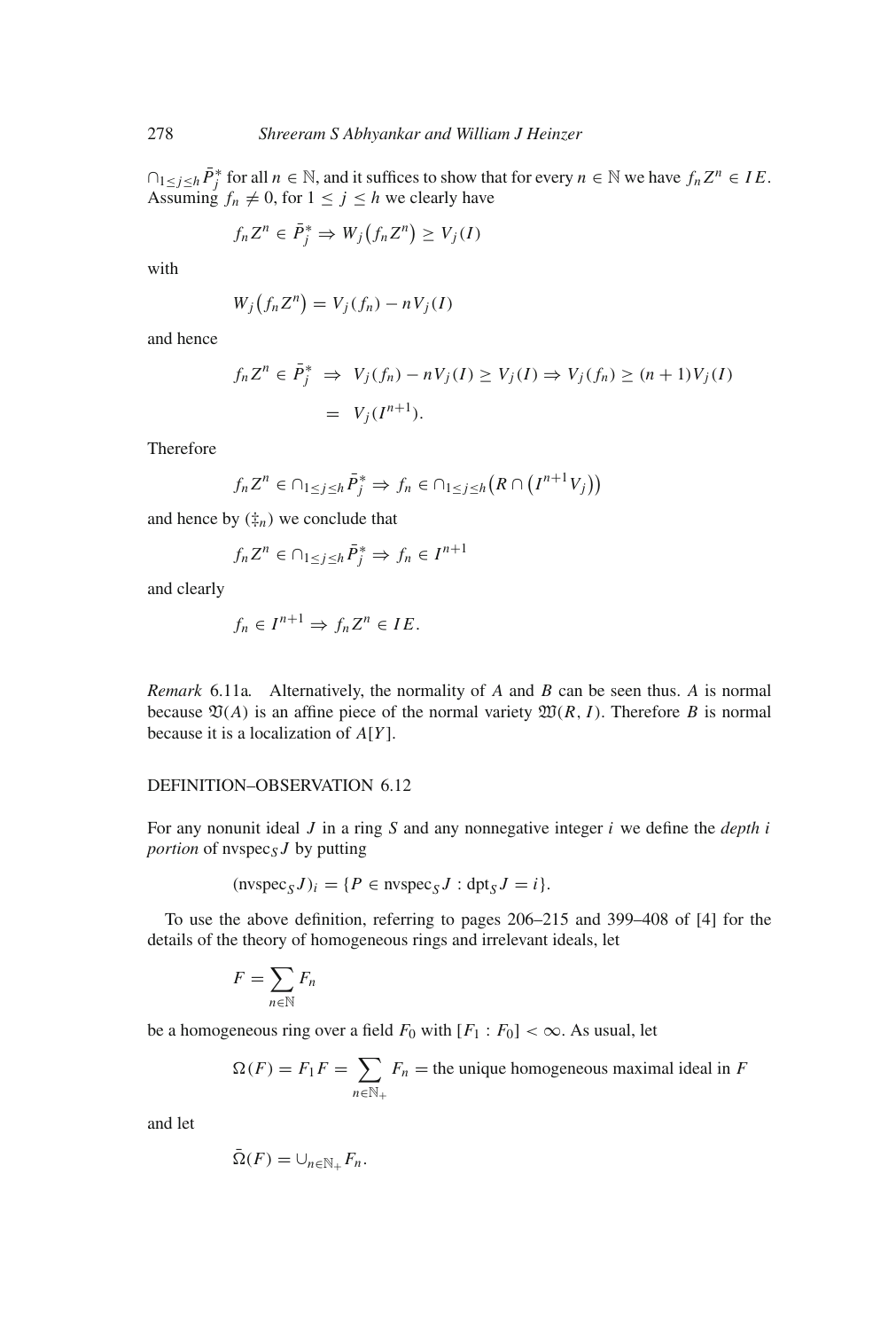$\cap_{1 \le j \le h} \bar{P}_j^*$ for all $n \in \mathbb{N}$, and it suffices to show that for every $n \in \mathbb{N}$ we have $f_n Z^n \in IE$. Assuming $f_n \neq 0$, for $1 \le j \le h$ we clearly have

$$f_n Z^n \in \bar{P}_j^* \Rightarrow W_j\big(f_n Z^n\big) \ge V_j(I)$$

with

$$W_j\big(f_n Z^n\big) = V_j(f_n) - nV_j(I)$$

and hence

$$\begin{aligned} f_n Z^n \in \bar{P}_j^* \ &\Rightarrow\ V_j(f_n) - nV_j(I) \ge V_j(I) \Rightarrow V_j(f_n) \ge (n+1)V_j(I) \\ &=\ V_j(I^{n+1}). \end{aligned}$$

Therefore

$$f_n Z^n \in \cap_{1 \le j \le h} \bar{P}_j^* \Rightarrow f_n \in \cap_{1 \le j \le h}\big(R \cap \big(I^{n+1}V_j\big)\big)$$

and hence by $(\ddagger_n)$ we conclude that

$$f_n Z^n \in \cap_{1 \le j \le h} \bar{P}_j^* \Rightarrow f_n \in I^{n+1}$$

and clearly

$$f_n \in I^{n+1} \Rightarrow f_n Z^n \in IE.$$

*Remark* 6.11a. Alternatively, the normality of $A$ and $B$ can be seen thus. $A$ is normal because $\mathfrak{V}(A)$ is an affine piece of the normal variety $\mathfrak{W}(R, I)$. Therefore $B$ is normal because it is a localization of $A[Y]$.

DEFINITION–OBSERVATION 6.12

For any nonunit ideal $J$ in a ring $S$ and any nonnegative integer $i$ we define the *depth $i$ portion* of $\text{nvspec}_S J$ by putting

$$(\text{nvspec}_S J)_i = \{P \in \text{nvspec}_S J : \text{dpt}_S J = i\}.$$

To use the above definition, referring to pages 206–215 and 399–408 of [4] for the details of the theory of homogeneous rings and irrelevant ideals, let

$$F = \sum_{n \in \mathbb{N}} F_n$$

be a homogeneous ring over a field $F_0$ with $[F_1 : F_0] < \infty$. As usual, let

$$\Omega(F) = F_1 F = \sum_{n \in \mathbb{N}_+} F_n = \text{the unique homogeneous maximal ideal in } F$$

and let

$$\bar{\Omega}(F) = \cup_{n \in \mathbb{N}_+} F_n.$$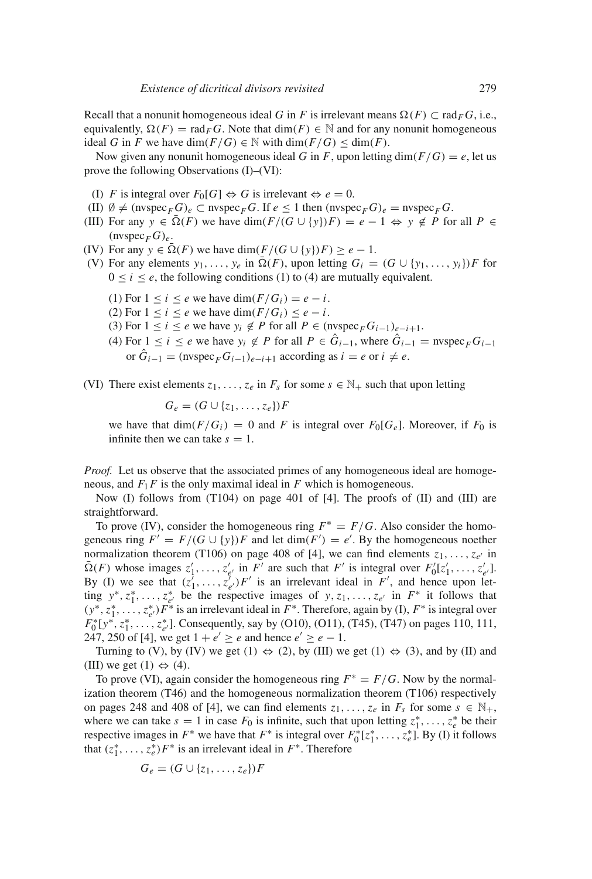Recall that a nonunit homogeneous ideal $G$ in $F$ is irrelevant means $\Omega(F) \subset \mathrm{rad}_F G$, i.e., equivalently, $\Omega(F) = \mathrm{rad}_F G$. Note that $\dim(F) \in \mathbb{N}$ and for any nonunit homogeneous ideal $G$ in $F$ we have $\dim(F/G) \in \mathbb{N}$ with $\dim(F/G) \leq \dim(F)$.

Now given any nonunit homogeneous ideal $G$ in $F$, upon letting $\dim(F/G) = e$, let us prove the following Observations (I)–(VI):

(I) $F$ is integral over $F_0[G] \Leftrightarrow G$ is irrelevant $\Leftrightarrow e = 0$.

(II) $\emptyset \neq (\mathrm{nvspec}_F G)_e \subset \mathrm{nvspec}_F G$. If $e \leq 1$ then $(\mathrm{nvspec}_F G)_e = \mathrm{nvspec}_F G$.

(III) For any $y \in \bar{\Omega}(F)$ we have $\dim(F/(G \cup \{y\})F) = e - 1 \Leftrightarrow y \notin P$ for all $P \in (\mathrm{nvspec}_F G)_e$.

(IV) For any $y \in \bar{\Omega}(F)$ we have $\dim(F/(G \cup \{y\})F) \geq e - 1$.

(V) For any elements $y_1, \ldots, y_e$ in $\bar{\Omega}(F)$, upon letting $G_i = (G \cup \{y_1, \ldots, y_i\})F$ for $0 \leq i \leq e$, the following conditions (1) to (4) are mutually equivalent.

(1) For $1 \leq i \leq e$ we have $\dim(F/G_i) = e - i$.
(2) For $1 \leq i \leq e$ we have $\dim(F/G_i) \leq e - i$.
(3) For $1 \leq i \leq e$ we have $y_i \notin P$ for all $P \in (\mathrm{nvspec}_F G_{i-1})_{e-i+1}$.
(4) For $1 \leq i \leq e$ we have $y_i \notin P$ for all $P \in \hat{G}_{i-1}$, where $\hat{G}_{i-1} = \mathrm{nvspec}_F G_{i-1}$ or $\hat{G}_{i-1} = (\mathrm{nvspec}_F G_{i-1})_{e-i+1}$ according as $i = e$ or $i \neq e$.

(VI) There exist elements $z_1, \ldots, z_e$ in $F_s$ for some $s \in \mathbb{N}_+$ such that upon letting

$$G_e = (G \cup \{z_1, \ldots, z_e\})F$$

we have that $\dim(F/G_i) = 0$ and $F$ is integral over $F_0[G_e]$. Moreover, if $F_0$ is infinite then we can take $s = 1$.

*Proof.* Let us observe that the associated primes of any homogeneous ideal are homogeneous, and $F_1 F$ is the only maximal ideal in $F$ which is homogeneous.

Now (I) follows from (T104) on page 401 of [4]. The proofs of (II) and (III) are straightforward.

To prove (IV), consider the homogeneous ring $F^* = F/G$. Also consider the homogeneous ring $F' = F/(G \cup \{y\})F$ and let $\dim(F') = e'$. By the homogeneous noether normalization theorem (T106) on page 408 of [4], we can find elements $z_1, \ldots, z_{e'}$ in $\bar{\Omega}(F)$ whose images $z'_1, \ldots, z'_{e'}$ in $F'$ are such that $F'$ is integral over $F'_0[z'_1, \ldots, z'_{e'}]$. By (I) we see that $(z'_1, \ldots, z'_{e'})F'$ is an irrelevant ideal in $F'$, and hence upon letting $y^*, z^*_1, \ldots, z^*_{e'}$ be the respective images of $y, z_1, \ldots, z_{e'}$ in $F^*$ it follows that $(y^*, z^*_1, \ldots, z^*_{e'})F^*$ is an irrelevant ideal in $F^*$. Therefore, again by (I), $F^*$ is integral over $F^*_0[y^*, z^*_1, \ldots, z^*_{e'}]$. Consequently, say by (O10), (O11), (T45), (T47) on pages 110, 111, 247, 250 of [4], we get $1 + e' \geq e$ and hence $e' \geq e - 1$.

Turning to (V), by (IV) we get (1) $\Leftrightarrow$ (2), by (III) we get (1) $\Leftrightarrow$ (3), and by (II) and (III) we get (1) $\Leftrightarrow$ (4).

To prove (VI), again consider the homogeneous ring $F^* = F/G$. Now by the normalization theorem (T46) and the homogeneous normalization theorem (T106) respectively on pages 248 and 408 of [4], we can find elements $z_1, \ldots, z_e$ in $F_s$ for some $s \in \mathbb{N}_+$, where we can take $s = 1$ in case $F_0$ is infinite, such that upon letting $z^*_1, \ldots, z^*_e$ be their respective images in $F^*$ we have that $F^*$ is integral over $F^*_0[z^*_1, \ldots, z^*_e]$. By (I) it follows that $(z^*_1, \ldots, z^*_e)F^*$ is an irrelevant ideal in $F^*$. Therefore

$$G_e = (G \cup \{z_1, \ldots, z_e\})F$$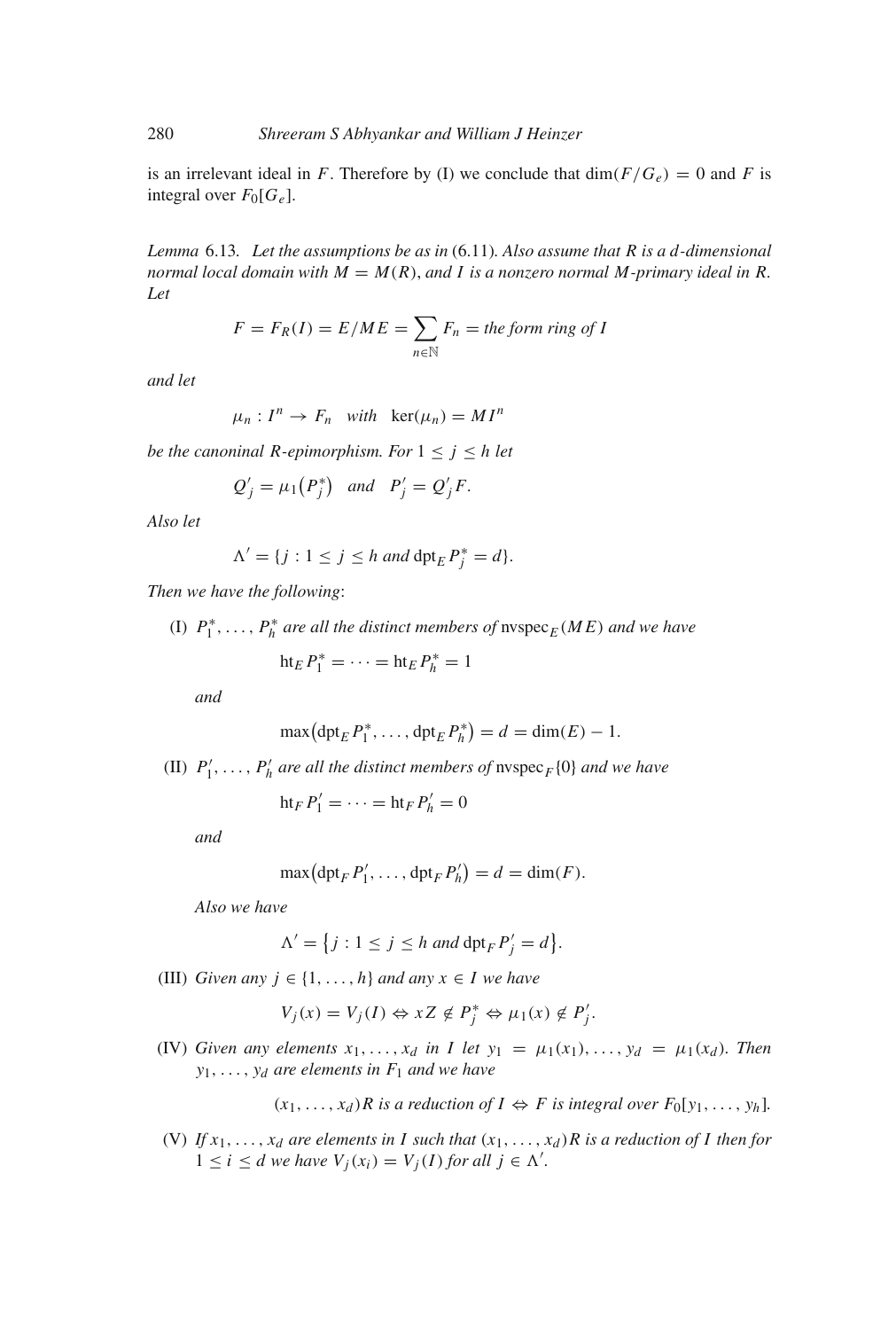is an irrelevant ideal in $F$. Therefore by (I) we conclude that $\dim(F/G_e) = 0$ and $F$ is integral over $F_0[G_e]$.

*Lemma* 6.13. *Let the assumptions be as in* (6.11)*. Also assume that $R$ is a $d$-dimensional normal local domain with $M = M(R)$, and $I$ is a nonzero normal $M$-primary ideal in $R$. Let*

$$F = F_R(I) = E/ME = \sum_{n \in \mathbb{N}} F_n = \text{the form ring of } I$$

*and let*

$$\mu_n : I^n \to F_n \quad \text{with} \quad \ker(\mu_n) = MI^n$$

*be the canoninal $R$-epimorphism. For $1 \leq j \leq h$ let*

$$Q'_j = \mu_1\big(P_j^*\big) \quad \text{and} \quad P'_j = Q'_j F.$$

*Also let*

$$\Lambda' = \{j : 1 \leq j \leq h \text{ and } \mathrm{dpt}_E P_j^* = d\}.$$

*Then we have the following*:

(I) *$P_1^*, \ldots, P_h^*$ are all the distinct members of* $\mathrm{nvspec}_E(ME)$ *and we have*

$$\mathrm{ht}_E P_1^* = \cdots = \mathrm{ht}_E P_h^* = 1$$

*and*

$$\max\big(\mathrm{dpt}_E P_1^*, \ldots, \mathrm{dpt}_E P_h^*\big) = d = \dim(E) - 1.$$

(II) *$P'_1, \ldots, P'_h$ are all the distinct members of* $\mathrm{nvspec}_F\{0\}$ *and we have*

$$\mathrm{ht}_F P'_1 = \cdots = \mathrm{ht}_F P'_h = 0$$

*and*

$$\max\big(\mathrm{dpt}_F P'_1, \ldots, \mathrm{dpt}_F P'_h\big) = d = \dim(F).$$

*Also we have*

$$\Lambda' = \big\{j : 1 \leq j \leq h \text{ and } \mathrm{dpt}_F P'_j = d\big\}.$$

(III) *Given any $j \in \{1, \ldots, h\}$ and any $x \in I$ we have*

$$V_j(x) = V_j(I) \Leftrightarrow xZ \notin P_j^* \Leftrightarrow \mu_1(x) \notin P'_j.$$

(IV) *Given any elements $x_1, \ldots, x_d$ in $I$ let $y_1 = \mu_1(x_1), \ldots, y_d = \mu_1(x_d)$. Then $y_1, \ldots, y_d$ are elements in $F_1$ and we have*

$$(x_1, \ldots, x_d)R \text{ is a reduction of } I \Leftrightarrow F \text{ is integral over } F_0[y_1, \ldots, y_h].$$

(V) *If $x_1, \ldots, x_d$ are elements in $I$ such that $(x_1, \ldots, x_d)R$ is a reduction of $I$ then for $1 \leq i \leq d$ we have $V_j(x_i) = V_j(I)$ for all $j \in \Lambda'$.*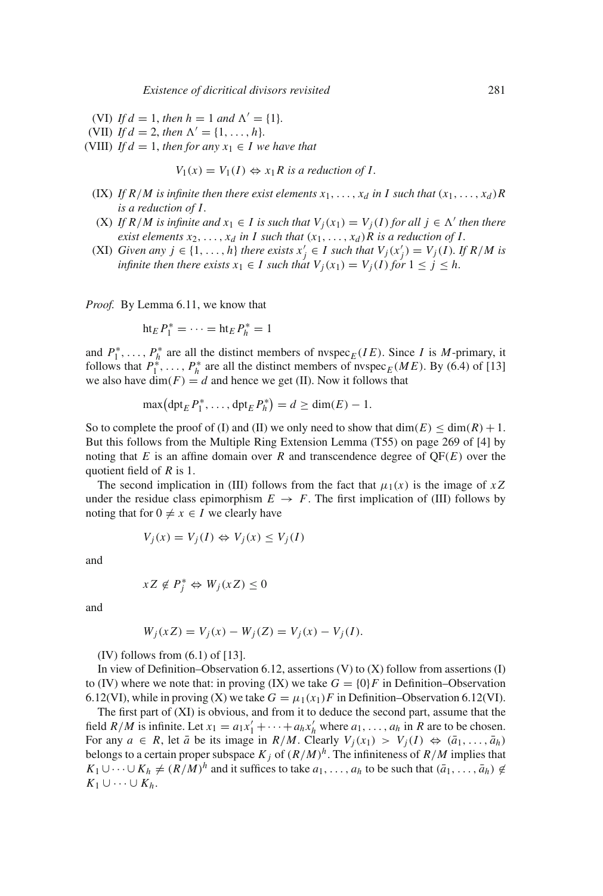(VI) *If* $d = 1$, *then* $h = 1$ *and* $\Lambda' = \{1\}$.

(VII) *If* $d = 2$, *then* $\Lambda' = \{1, \ldots, h\}$.

(VIII) *If* $d = 1$, *then for any* $x_1 \in I$ *we have that*

$$V_1(x) = V_1(I) \Leftrightarrow x_1 R \text{ is a reduction of } I.$$

(IX) *If* $R/M$ *is infinite then there exist elements* $x_1, \ldots, x_d$ *in* $I$ *such that* $(x_1, \ldots, x_d)R$ *is a reduction of* $I$.

(X) *If* $R/M$ *is infinite and* $x_1 \in I$ *is such that* $V_j(x_1) = V_j(I)$ *for all* $j \in \Lambda'$ *then there exist elements* $x_2, \ldots, x_d$ *in* $I$ *such that* $(x_1, \ldots, x_d)R$ *is a reduction of* $I$.

(XI) *Given any* $j \in \{1, \ldots, h\}$ *there exists* $x'_j \in I$ *such that* $V_j(x'_j) = V_j(I)$. *If* $R/M$ *is infinite then there exists* $x_1 \in I$ *such that* $V_j(x_1) = V_j(I)$ *for* $1 \le j \le h$.

*Proof.* By Lemma 6.11, we know that

$$\text{ht}_E P_1^* = \cdots = \text{ht}_E P_h^* = 1$$

and $P_1^*, \ldots, P_h^*$ are all the distinct members of $\text{nvspec}_E(IE)$. Since $I$ is $M$-primary, it follows that $P_1^*, \ldots, P_h^*$ are all the distinct members of $\text{nvspec}_E(ME)$. By (6.4) of [13] we also have $\dim(F) = d$ and hence we get (II). Now it follows that

$$\max\left(\text{dpt}_E P_1^*, \ldots, \text{dpt}_E P_h^*\right) = d \ge \dim(E) - 1.$$

So to complete the proof of (I) and (II) we only need to show that $\dim(E) \le \dim(R) + 1$. But this follows from the Multiple Ring Extension Lemma (T55) on page 269 of [4] by noting that $E$ is an affine domain over $R$ and transcendence degree of $\text{QF}(E)$ over the quotient field of $R$ is 1.

The second implication in (III) follows from the fact that $\mu_1(x)$ is the image of $xZ$ under the residue class epimorphism $E \to F$. The first implication of (III) follows by noting that for $0 \ne x \in I$ we clearly have

$$V_j(x) = V_j(I) \Leftrightarrow V_j(x) \le V_j(I)$$

and

$$xZ \notin P_j^* \Leftrightarrow W_j(xZ) \le 0$$

and

$$W_j(xZ) = V_j(x) - W_j(Z) = V_j(x) - V_j(I).$$

(IV) follows from (6.1) of [13].

In view of Definition–Observation 6.12, assertions (V) to (X) follow from assertions (I) to (IV) where we note that: in proving (IX) we take $G = \{0\}F$ in Definition–Observation 6.12(VI), while in proving (X) we take $G = \mu_1(x_1)F$ in Definition–Observation 6.12(VI).

The first part of (XI) is obvious, and from it to deduce the second part, assume that the field $R/M$ is infinite. Let $x_1 = a_1 x'_1 + \cdots + a_h x'_h$ where $a_1, \ldots, a_h$ in $R$ are to be chosen. For any $a \in R$, let $\bar{a}$ be its image in $R/M$. Clearly $V_j(x_1) > V_j(I) \Leftrightarrow (\bar{a}_1, \ldots, \bar{a}_h)$ belongs to a certain proper subspace $K_j$ of $(R/M)^h$. The infiniteness of $R/M$ implies that $K_1 \cup \cdots \cup K_h \ne (R/M)^h$ and it suffices to take $a_1, \ldots, a_h$ to be such that $(\bar{a}_1, \ldots, \bar{a}_h) \notin K_1 \cup \cdots \cup K_h$.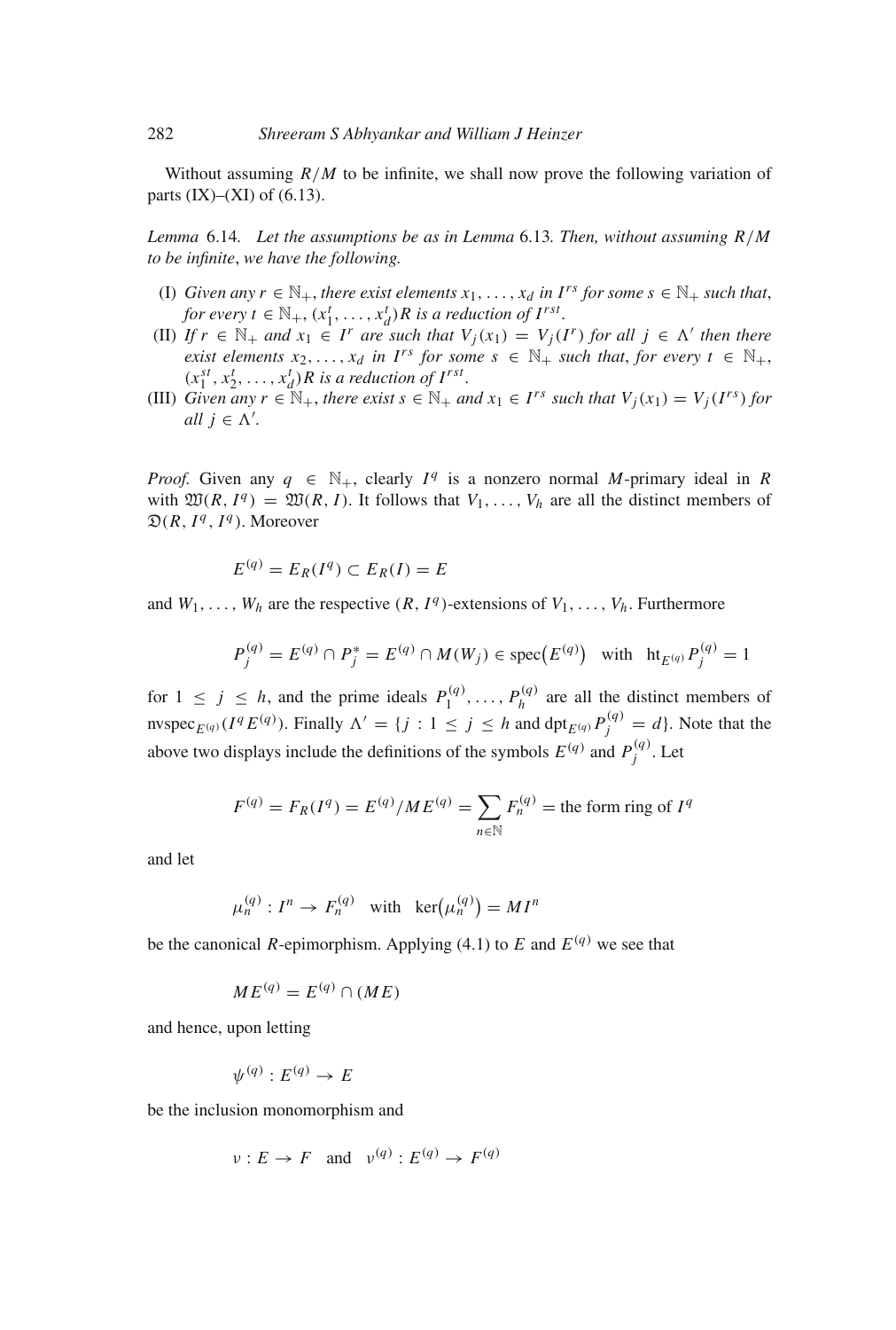Without assuming $R/M$ to be infinite, we shall now prove the following variation of parts (IX)–(XI) of (6.13).

*Lemma* 6.14. *Let the assumptions be as in Lemma* 6.13*. Then, without assuming $R/M$ to be infinite*, *we have the following.*

(I) *Given any $r \in \mathbb{N}_+$, there exist elements $x_1, \ldots, x_d$ in $I^{rs}$ for some $s \in \mathbb{N}_+$ such that, for every $t \in \mathbb{N}_+$, $(x_1^t, \ldots, x_d^t)R$ is a reduction of $I^{rst}$.*

(II) *If $r \in \mathbb{N}_+$ and $x_1 \in I^r$ are such that $V_j(x_1) = V_j(I^r)$ for all $j \in \Lambda'$ then there exist elements $x_2, \ldots, x_d$ in $I^{rs}$ for some $s \in \mathbb{N}_+$ such that, for every $t \in \mathbb{N}_+$, $(x_1^{st}, x_2^t, \ldots, x_d^t)R$ is a reduction of $I^{rst}$.*

(III) *Given any $r \in \mathbb{N}_+$, there exist $s \in \mathbb{N}_+$ and $x_1 \in I^{rs}$ such that $V_j(x_1) = V_j(I^{rs})$ for all $j \in \Lambda'$.*

*Proof.* Given any $q \in \mathbb{N}_+$, clearly $I^q$ is a nonzero normal $M$-primary ideal in $R$ with $\mathfrak{W}(R, I^q) = \mathfrak{W}(R, I)$. It follows that $V_1, \ldots, V_h$ are all the distinct members of $\mathfrak{D}(R, I^q, I^q)$. Moreover

$$E^{(q)} = E_R(I^q) \subset E_R(I) = E$$

and $W_1, \ldots, W_h$ are the respective $(R, I^q)$-extensions of $V_1, \ldots, V_h$. Furthermore

$$P_j^{(q)} = E^{(q)} \cap P_j^* = E^{(q)} \cap M(W_j) \in \operatorname{spec}\big(E^{(q)}\big) \quad \text{with} \quad \operatorname{ht}_{E^{(q)}} P_j^{(q)} = 1$$

for $1 \leq j \leq h$, and the prime ideals $P_1^{(q)}, \ldots, P_h^{(q)}$ are all the distinct members of $\operatorname{nvspec}_{E^{(q)}}(I^q E^{(q)})$. Finally $\Lambda' = \{j : 1 \leq j \leq h \text{ and } \operatorname{dpt}_{E^{(q)}} P_j^{(q)} = d\}$. Note that the above two displays include the definitions of the symbols $E^{(q)}$ and $P_j^{(q)}$. Let

$$F^{(q)} = F_R(I^q) = E^{(q)}/ME^{(q)} = \sum_{n \in \mathbb{N}} F_n^{(q)} = \text{the form ring of } I^q$$

and let

$$\mu_n^{(q)} : I^n \to F_n^{(q)} \quad \text{with} \quad \ker\big(\mu_n^{(q)}\big) = MI^n$$

be the canonical $R$-epimorphism. Applying (4.1) to $E$ and $E^{(q)}$ we see that

$$ME^{(q)} = E^{(q)} \cap (ME)$$

and hence, upon letting

$$\psi^{(q)} : E^{(q)} \to E$$

be the inclusion monomorphism and

$$\nu : E \to F \quad \text{and} \quad \nu^{(q)} : E^{(q)} \to F^{(q)}$$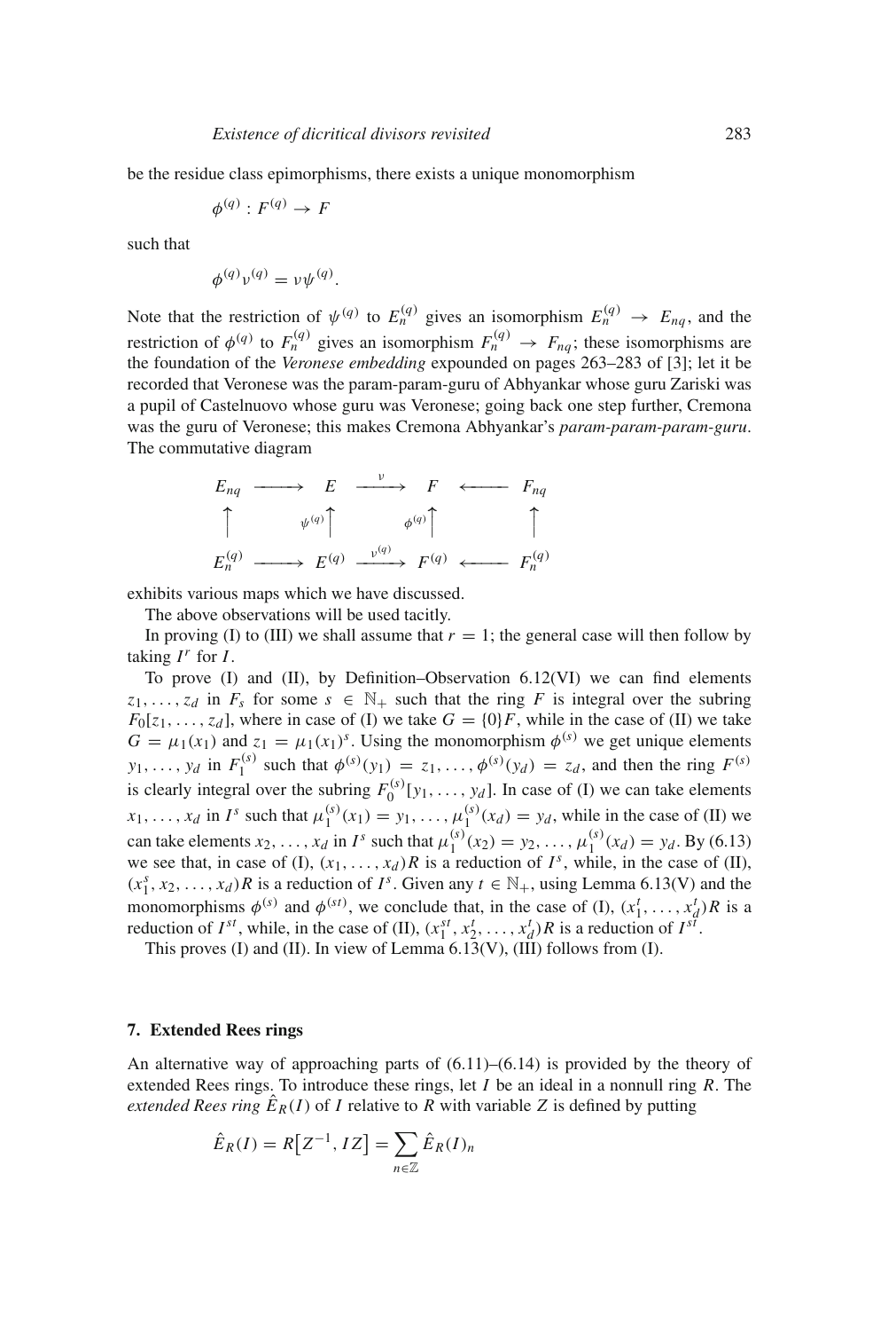be the residue class epimorphisms, there exists a unique monomorphism

$$\phi^{(q)} : F^{(q)} \to F$$

such that

$$\phi^{(q)}\nu^{(q)} = \nu\psi^{(q)}.$$

Note that the restriction of $\psi^{(q)}$ to $E_n^{(q)}$ gives an isomorphism $E_n^{(q)} \to E_{nq}$, and the restriction of $\phi^{(q)}$ to $F_n^{(q)}$ gives an isomorphism $F_n^{(q)} \to F_{nq}$; these isomorphisms are the foundation of the *Veronese embedding* expounded on pages 263–283 of [3]; let it be recorded that Veronese was the param-param-guru of Abhyankar whose guru Zariski was a pupil of Castelnuovo whose guru was Veronese; going back one step further, Cremona was the guru of Veronese; this makes Cremona Abhyankar's *param-param-param-guru*. The commutative diagram

$$\begin{array}{ccccccc}
E_{nq} & \longrightarrow & E & \xrightarrow{\nu} & F & \longleftarrow & F_{nq} \\
\uparrow & & \psi^{(q)}\uparrow & & \phi^{(q)}\uparrow & & \uparrow \\
E_n^{(q)} & \longrightarrow & E^{(q)} & \xrightarrow{\nu^{(q)}} & F^{(q)} & \longleftarrow & F_n^{(q)}
\end{array}$$

exhibits various maps which we have discussed.

The above observations will be used tacitly.

In proving (I) to (III) we shall assume that $r = 1$; the general case will then follow by taking $I^r$ for $I$.

To prove (I) and (II), by Definition–Observation 6.12(VI) we can find elements $z_1, \ldots, z_d$ in $F_s$ for some $s \in \mathbb{N}_+$ such that the ring $F$ is integral over the subring $F_0[z_1, \ldots, z_d]$, where in case of (I) we take $G = \{0\}F$, while in the case of (II) we take $G = \mu_1(x_1)$ and $z_1 = \mu_1(x_1)^s$. Using the monomorphism $\phi^{(s)}$ we get unique elements $y_1, \ldots, y_d$ in $F_1^{(s)}$ such that $\phi^{(s)}(y_1) = z_1, \ldots, \phi^{(s)}(y_d) = z_d$, and then the ring $F^{(s)}$ is clearly integral over the subring $F_0^{(s)}[y_1, \ldots, y_d]$. In case of (I) we can take elements $x_1, \ldots, x_d$ in $I^s$ such that $\mu_1^{(s)}(x_1) = y_1, \ldots, \mu_1^{(s)}(x_d) = y_d$, while in the case of (II) we can take elements $x_2, \ldots, x_d$ in $I^s$ such that $\mu_1^{(s)}(x_2) = y_2, \ldots, \mu_1^{(s)}(x_d) = y_d$. By (6.13) we see that, in case of (I), $(x_1, \ldots, x_d)R$ is a reduction of $I^s$, while, in the case of (II), $(x_1^s, x_2, \ldots, x_d)R$ is a reduction of $I^s$. Given any $t \in \mathbb{N}_+$, using Lemma 6.13(V) and the monomorphisms $\phi^{(s)}$ and $\phi^{(st)}$, we conclude that, in the case of (I), $(x_1^t, \ldots, x_d^t)R$ is a reduction of $I^{st}$, while, in the case of (II), $(x_1^{st}, x_2^t, \ldots, x_d^t)R$ is a reduction of $I^{st}$.

This proves (I) and (II). In view of Lemma 6.13(V), (III) follows from (I).

## 7. Extended Rees rings

An alternative way of approaching parts of (6.11)–(6.14) is provided by the theory of extended Rees rings. To introduce these rings, let $I$ be an ideal in a nonnull ring $R$. The *extended Rees ring* $\hat{E}_R(I)$ of $I$ relative to $R$ with variable $Z$ is defined by putting

$$\hat{E}_R(I) = R\big[Z^{-1}, IZ\big] = \sum_{n \in \mathbb{Z}} \hat{E}_R(I)_n$$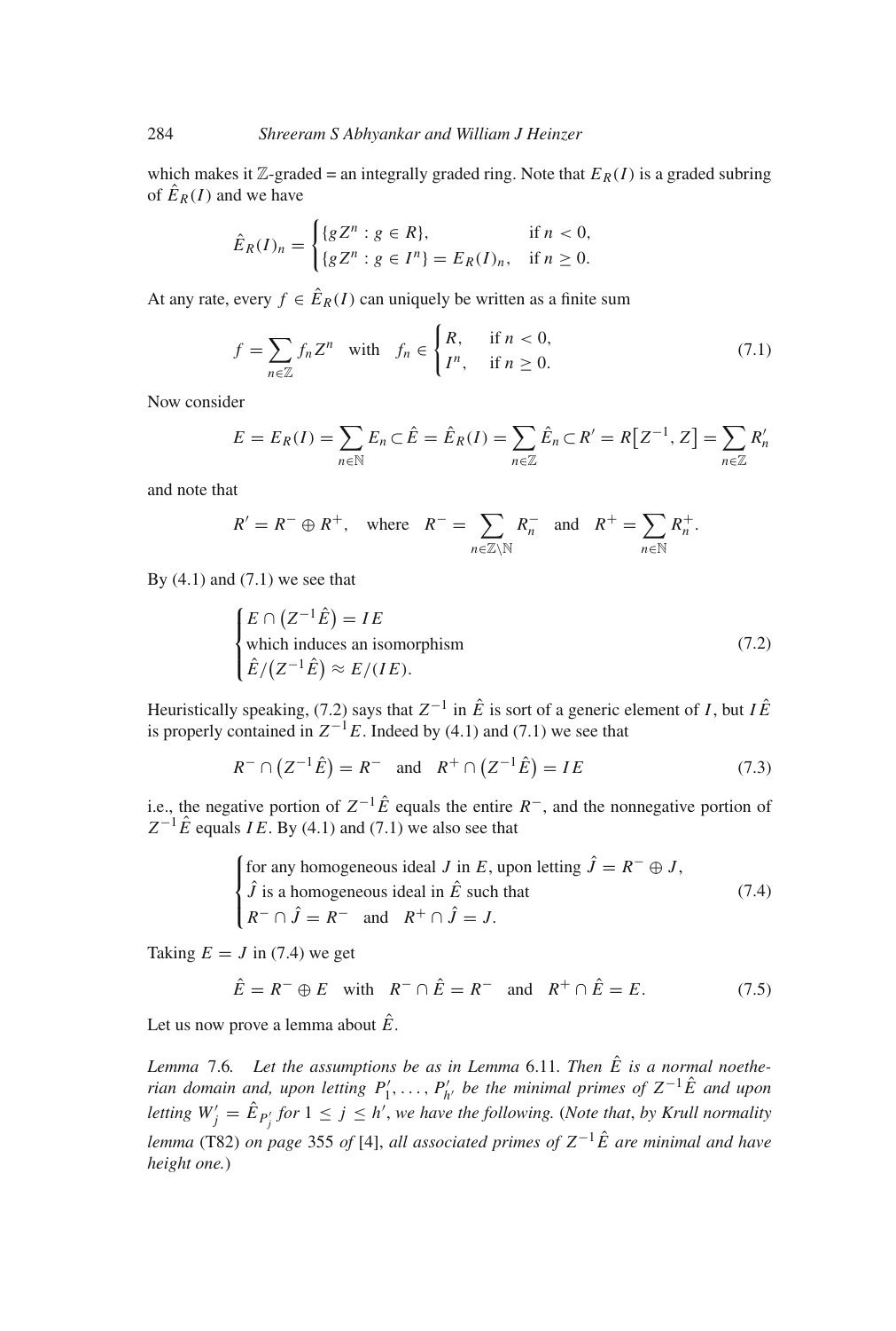which makes it $\mathbb{Z}$-graded = an integrally graded ring. Note that $E_R(I)$ is a graded subring of $\hat{E}_R(I)$ and we have

$$\hat{E}_R(I)_n = \begin{cases} \{gZ^n : g \in R\}, & \text{if } n < 0, \\ \{gZ^n : g \in I^n\} = E_R(I)_n, & \text{if } n \geq 0. \end{cases}$$

At any rate, every $f \in \hat{E}_R(I)$ can uniquely be written as a finite sum

$$f = \sum_{n \in \mathbb{Z}} f_n Z^n \quad \text{with} \quad f_n \in \begin{cases} R, & \text{if } n < 0, \\ I^n, & \text{if } n \geq 0. \end{cases} \tag{7.1}$$

Now consider

$$E = E_R(I) = \sum_{n \in \mathbb{N}} E_n \subset \hat{E} = \hat{E}_R(I) = \sum_{n \in \mathbb{Z}} \hat{E}_n \subset R' = R\left[Z^{-1}, Z\right] = \sum_{n \in \mathbb{Z}} R'_n$$

and note that

$$R' = R^- \oplus R^+, \quad \text{where} \quad R^- = \sum_{n \in \mathbb{Z} \setminus \mathbb{N}} R_n^- \quad \text{and} \quad R^+ = \sum_{n \in \mathbb{N}} R_n^+.$$

By (4.1) and (7.1) we see that

$$\begin{cases} E \cap \left(Z^{-1}\hat{E}\right) = IE \\ \text{which induces an isomorphism} \\ \hat{E}/\left(Z^{-1}\hat{E}\right) \approx E/(IE). \end{cases} \tag{7.2}$$

Heuristically speaking, (7.2) says that $Z^{-1}$ in $\hat{E}$ is sort of a generic element of $I$, but $I\hat{E}$ is properly contained in $Z^{-1}E$. Indeed by (4.1) and (7.1) we see that

$$R^- \cap \left(Z^{-1}\hat{E}\right) = R^- \quad \text{and} \quad R^+ \cap \left(Z^{-1}\hat{E}\right) = IE \tag{7.3}$$

i.e., the negative portion of $Z^{-1}\hat{E}$ equals the entire $R^-$, and the nonnegative portion of $Z^{-1}\hat{E}$ equals $IE$. By (4.1) and (7.1) we also see that

$$\begin{cases} \text{for any homogeneous ideal } J \text{ in } E, \text{ upon letting } \hat{J} = R^- \oplus J, \\ \hat{J} \text{ is a homogeneous ideal in } \hat{E} \text{ such that} \\ R^- \cap \hat{J} = R^- \quad \text{and} \quad R^+ \cap \hat{J} = J. \end{cases} \tag{7.4}$$

Taking $E = J$ in (7.4) we get

$$\hat{E} = R^- \oplus E \quad \text{with} \quad R^- \cap \hat{E} = R^- \quad \text{and} \quad R^+ \cap \hat{E} = E. \tag{7.5}$$

Let us now prove a lemma about $\hat{E}$.

*Lemma* 7.6. *Let the assumptions be as in Lemma* 6.11. *Then $\hat{E}$ is a normal noetherian domain and, upon letting $P'_1, \ldots, P'_{h'}$ be the minimal primes of $Z^{-1}\hat{E}$ and upon letting $W'_j = \hat{E}_{P'_j}$ for $1 \leq j \leq h'$, we have the following.* (*Note that*, *by Krull normality lemma* (T82) *on page* 355 *of* [4], *all associated primes of $Z^{-1}\hat{E}$ are minimal and have height one.*)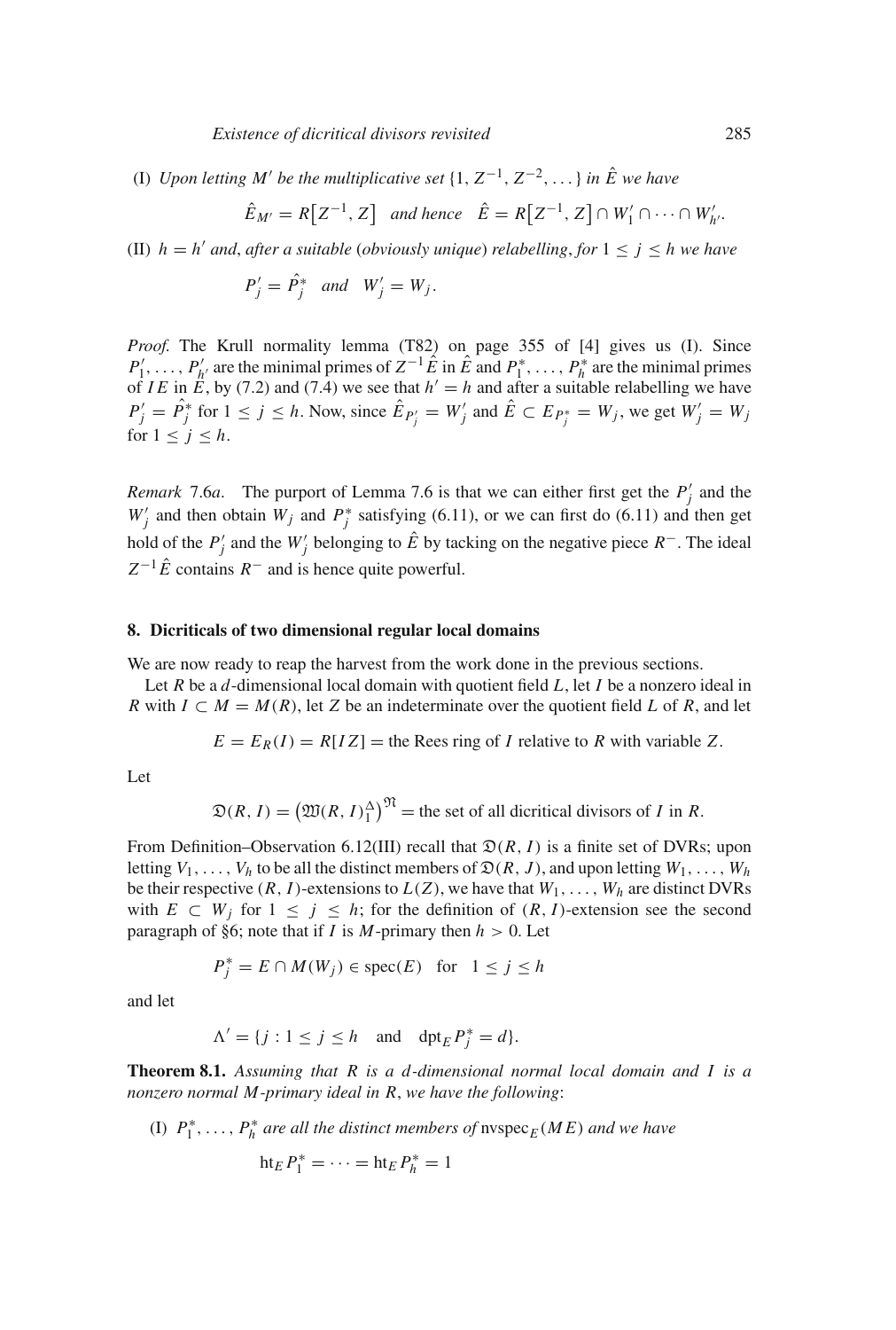(I) *Upon letting $M'$ be the multiplicative set $\{1, Z^{-1}, Z^{-2}, \dots\}$ in $\hat{E}$ we have*

$$\hat{E}_{M'} = R\big[Z^{-1}, Z\big] \quad \text{and hence} \quad \hat{E} = R\big[Z^{-1}, Z\big] \cap W_1' \cap \cdots \cap W_{h'}'.$$

(II) *$h = h'$ and, after a suitable (obviously unique) relabelling, for $1 \leq j \leq h$ we have*

$$P_j' = \hat{P}_j^* \quad \text{and} \quad W_j' = W_j.$$

*Proof.* The Krull normality lemma (T82) on page 355 of [4] gives us (I). Since $P_1', \dots, P_{h'}'$ are the minimal primes of $Z^{-1}\hat{E}$ in $\hat{E}$ and $P_1^*, \dots, P_h^*$ are the minimal primes of $IE$ in $E$, by (7.2) and (7.4) we see that $h' = h$ and after a suitable relabelling we have $P_j' = \hat{P}_j^*$ for $1 \leq j \leq h$. Now, since $\hat{E}_{P_j'} = W_j'$ and $\hat{E} \subset E_{P_j^*} = W_j$, we get $W_j' = W_j$ for $1 \leq j \leq h$.

*Remark* 7.6*a*. The purport of Lemma 7.6 is that we can either first get the $P_j'$ and the $W_j'$ and then obtain $W_j$ and $P_j^*$ satisfying (6.11), or we can first do (6.11) and then get hold of the $P_j'$ and the $W_j'$ belonging to $\hat{E}$ by tacking on the negative piece $R^-$. The ideal $Z^{-1}\hat{E}$ contains $R^-$ and is hence quite powerful.

## 8. Dicriticals of two dimensional regular local domains

We are now ready to reap the harvest from the work done in the previous sections.

Let $R$ be a $d$-dimensional local domain with quotient field $L$, let $I$ be a nonzero ideal in $R$ with $I \subset M = M(R)$, let $Z$ be an indeterminate over the quotient field $L$ of $R$, and let

$$E = E_R(I) = R[IZ] = \text{the Rees ring of } I \text{ relative to } R \text{ with variable } Z.$$

Let

$$\mathfrak{D}(R, I) = \big(\mathfrak{W}(R, I)_1^{\Delta}\big)^{\mathfrak{N}} = \text{the set of all dicritical divisors of } I \text{ in } R.$$

From Definition–Observation 6.12(III) recall that $\mathfrak{D}(R, I)$ is a finite set of DVRs; upon letting $V_1, \dots, V_h$ to be all the distinct members of $\mathfrak{D}(R, J)$, and upon letting $W_1, \dots, W_h$ be their respective $(R, I)$-extensions to $L(Z)$, we have that $W_1, \dots, W_h$ are distinct DVRs with $E \subset W_j$ for $1 \leq j \leq h$; for the definition of $(R, I)$-extension see the second paragraph of §6; note that if $I$ is $M$-primary then $h > 0$. Let

$$P_j^* = E \cap M(W_j) \in \operatorname{spec}(E) \quad \text{for} \quad 1 \leq j \leq h$$

and let

$$\Lambda' = \{j : 1 \leq j \leq h \quad \text{and} \quad \operatorname{dpt}_E P_j^* = d\}.$$

**Theorem 8.1.** *Assuming that $R$ is a $d$-dimensional normal local domain and $I$ is a nonzero normal $M$-primary ideal in $R$, we have the following*:

(I) *$P_1^*, \dots, P_h^*$ are all the distinct members of* $\operatorname{nvspec}_E(ME)$ *and we have*

$$\operatorname{ht}_E P_1^* = \cdots = \operatorname{ht}_E P_h^* = 1$$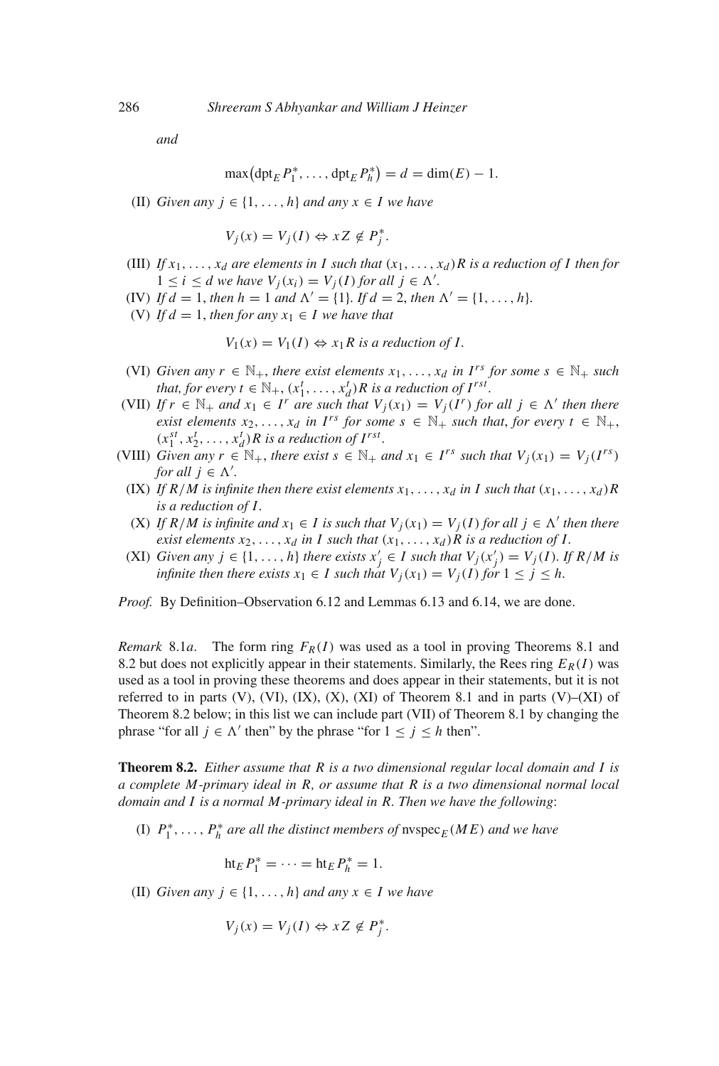*and*

$$\max\left(\mathrm{dpt}_E P_1^*, \ldots, \mathrm{dpt}_E P_h^*\right) = d = \dim(E) - 1.$$

(II) *Given any* $j \in \{1, \ldots, h\}$ *and any* $x \in I$ *we have*

$$V_j(x) = V_j(I) \Leftrightarrow xZ \notin P_j^*.$$

(III) *If* $x_1, \ldots, x_d$ *are elements in* $I$ *such that* $(x_1, \ldots, x_d)R$ *is a reduction of* $I$ *then for* $1 \le i \le d$ *we have* $V_j(x_i) = V_j(I)$ *for all* $j \in \Lambda'$.

(IV) *If* $d = 1$, *then* $h = 1$ *and* $\Lambda' = \{1\}$. *If* $d = 2$, *then* $\Lambda' = \{1, \ldots, h\}$.

(V) *If* $d = 1$, *then for any* $x_1 \in I$ *we have that*

$$V_1(x) = V_1(I) \Leftrightarrow x_1 R \text{ is a reduction of } I.$$

(VI) *Given any* $r \in \mathbb{N}_+$, *there exist elements* $x_1, \ldots, x_d$ *in* $I^{rs}$ *for some* $s \in \mathbb{N}_+$ *such that, for every* $t \in \mathbb{N}_+$, $(x_1^t, \ldots, x_d^t)R$ *is a reduction of* $I^{rst}$.

(VII) *If* $r \in \mathbb{N}_+$ *and* $x_1 \in I^r$ *are such that* $V_j(x_1) = V_j(I^r)$ *for all* $j \in \Lambda'$ *then there exist elements* $x_2, \ldots, x_d$ *in* $I^{rs}$ *for some* $s \in \mathbb{N}_+$ *such that, for every* $t \in \mathbb{N}_+$, $(x_1^{st}, x_2^t, \ldots, x_d^t)R$ *is a reduction of* $I^{rst}$.

(VIII) *Given any* $r \in \mathbb{N}_+$, *there exist* $s \in \mathbb{N}_+$ *and* $x_1 \in I^{rs}$ *such that* $V_j(x_1) = V_j(I^{rs})$ *for all* $j \in \Lambda'$.

(IX) *If* $R/M$ *is infinite then there exist elements* $x_1, \ldots, x_d$ *in* $I$ *such that* $(x_1, \ldots, x_d)R$ *is a reduction of* $I$.

(X) *If* $R/M$ *is infinite and* $x_1 \in I$ *is such that* $V_j(x_1) = V_j(I)$ *for all* $j \in \Lambda'$ *then there exist elements* $x_2, \ldots, x_d$ *in* $I$ *such that* $(x_1, \ldots, x_d)R$ *is a reduction of* $I$.

(XI) *Given any* $j \in \{1, \ldots, h\}$ *there exists* $x_j' \in I$ *such that* $V_j(x_j') = V_j(I)$. *If* $R/M$ *is infinite then there exists* $x_1 \in I$ *such that* $V_j(x_1) = V_j(I)$ *for* $1 \le j \le h$.

*Proof.* By Definition–Observation 6.12 and Lemmas 6.13 and 6.14, we are done.

*Remark* 8.1*a*. The form ring $F_R(I)$ was used as a tool in proving Theorems 8.1 and 8.2 but does not explicitly appear in their statements. Similarly, the Rees ring $E_R(I)$ was used as a tool in proving these theorems and does appear in their statements, but it is not referred to in parts (V), (VI), (IX), (X), (XI) of Theorem 8.1 and in parts (V)–(XI) of Theorem 8.2 below; in this list we can include part (VII) of Theorem 8.1 by changing the phrase "for all $j \in \Lambda'$ then" by the phrase "for $1 \le j \le h$ then".

**Theorem 8.2.** *Either assume that* $R$ *is a two dimensional regular local domain and* $I$ *is a complete* $M$*-primary ideal in* $R$, *or assume that* $R$ *is a two dimensional normal local domain and* $I$ *is a normal* $M$*-primary ideal in* $R$. *Then we have the following*:

(I) $P_1^*, \ldots, P_h^*$ *are all the distinct members of* $\mathrm{nvspec}_E(ME)$ *and we have*

$$\mathrm{ht}_E P_1^* = \cdots = \mathrm{ht}_E P_h^* = 1.$$

(II) *Given any* $j \in \{1, \ldots, h\}$ *and any* $x \in I$ *we have*

$$V_j(x) = V_j(I) \Leftrightarrow xZ \notin P_j^*.$$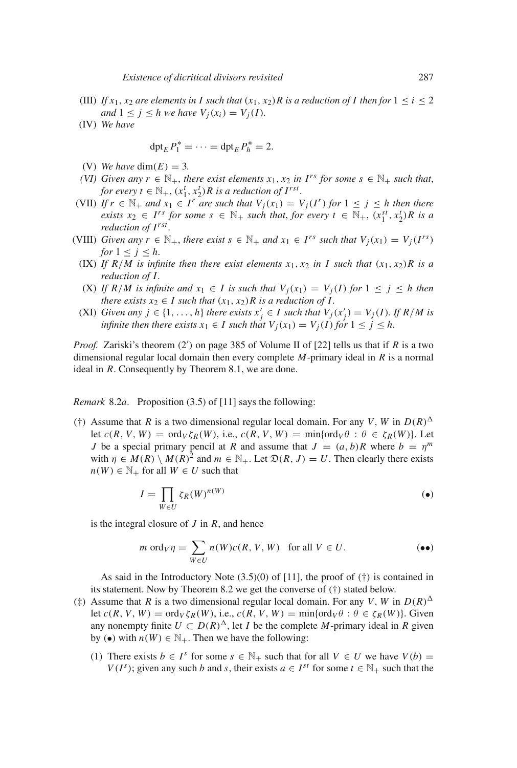(III) *If $x_1, x_2$ are elements in $I$ such that $(x_1, x_2)R$ is a reduction of $I$ then for $1 \le i \le 2$ and $1 \le j \le h$ we have $V_j(x_i) = V_j(I)$.*

(IV) *We have*

$$\mathrm{dpt}_E P_1^* = \cdots = \mathrm{dpt}_E P_h^* = 2.$$

(V) *We have* $\dim(E) = 3$.

*(VI) Given any $r \in \mathbb{N}_+$, there exist elements $x_1, x_2$ in $I^{rs}$ for some $s \in \mathbb{N}_+$ such that, for every $t \in \mathbb{N}_+$, $(x_1^t, x_2^t)R$ is a reduction of $I^{rst}$.*

(VII) *If $r \in \mathbb{N}_+$ and $x_1 \in I^r$ are such that $V_j(x_1) = V_j(I^r)$ for $1 \le j \le h$ then there exists $x_2 \in I^{rs}$ for some $s \in \mathbb{N}_+$ such that, for every $t \in \mathbb{N}_+$, $(x_1^{st}, x_2^t)R$ is a reduction of $I^{rst}$.*

(VIII) *Given any $r \in \mathbb{N}_+$, there exist $s \in \mathbb{N}_+$ and $x_1 \in I^{rs}$ such that $V_j(x_1) = V_j(I^{rs})$ for $1 \le j \le h$.*

(IX) *If $R/M$ is infinite then there exist elements $x_1, x_2$ in $I$ such that $(x_1, x_2)R$ is a reduction of $I$.*

(X) *If $R/M$ is infinite and $x_1 \in I$ is such that $V_j(x_1) = V_j(I)$ for $1 \le j \le h$ then there exists $x_2 \in I$ such that $(x_1, x_2)R$ is a reduction of $I$.*

(XI) *Given any $j \in \{1, \ldots, h\}$ there exists $x_j' \in I$ such that $V_j(x_j') = V_j(I)$. If $R/M$ is infinite then there exists $x_1 \in I$ such that $V_j(x_1) = V_j(I)$ for $1 \le j \le h$.*

*Proof.* Zariski's theorem $(2')$ on page 385 of Volume II of [22] tells us that if $R$ is a two dimensional regular local domain then every complete $M$-primary ideal in $R$ is a normal ideal in $R$. Consequently by Theorem 8.1, we are done.

*Remark* 8.2*a*. Proposition (3.5) of [11] says the following:

(†) Assume that $R$ is a two dimensional regular local domain. For any $V, W$ in $D(R)^\Delta$ let $c(R, V, W) = \mathrm{ord}_V \zeta_R(W)$, i.e., $c(R, V, W) = \min\{\mathrm{ord}_V \theta : \theta \in \zeta_R(W)\}$. Let $J$ be a special primary pencil at $R$ and assume that $J = (a, b)R$ where $b = \eta^m$ with $\eta \in M(R) \setminus M(R)^2$ and $m \in \mathbb{N}_+$. Let $\mathfrak{D}(R, J) = U$. Then clearly there exists $n(W) \in \mathbb{N}_+$ for all $W \in U$ such that

$$I = \prod_{W \in U} \zeta_R(W)^{n(W)} \tag{$\bullet$}$$

is the integral closure of $J$ in $R$, and hence

$$m \, \mathrm{ord}_V \eta = \sum_{W \in U} n(W) c(R, V, W) \quad \text{for all } V \in U. \tag{$\bullet\bullet$}$$

As said in the Introductory Note (3.5)(0) of [11], the proof of (†) is contained in its statement. Now by Theorem 8.2 we get the converse of (†) stated below.

(‡) Assume that $R$ is a two dimensional regular local domain. For any $V, W$ in $D(R)^\Delta$ let $c(R, V, W) = \mathrm{ord}_V \zeta_R(W)$, i.e., $c(R, V, W) = \min\{\mathrm{ord}_V \theta : \theta \in \zeta_R(W)\}$. Given any nonempty finite $U \subset D(R)^\Delta$, let $I$ be the complete $M$-primary ideal in $R$ given by $(\bullet)$ with $n(W) \in \mathbb{N}_+$. Then we have the following:

(1) There exists $b \in I^s$ for some $s \in \mathbb{N}_+$ such that for all $V \in U$ we have $V(b) = V(I^s)$; given any such $b$ and $s$, their exists $a \in I^{st}$ for some $t \in \mathbb{N}_+$ such that the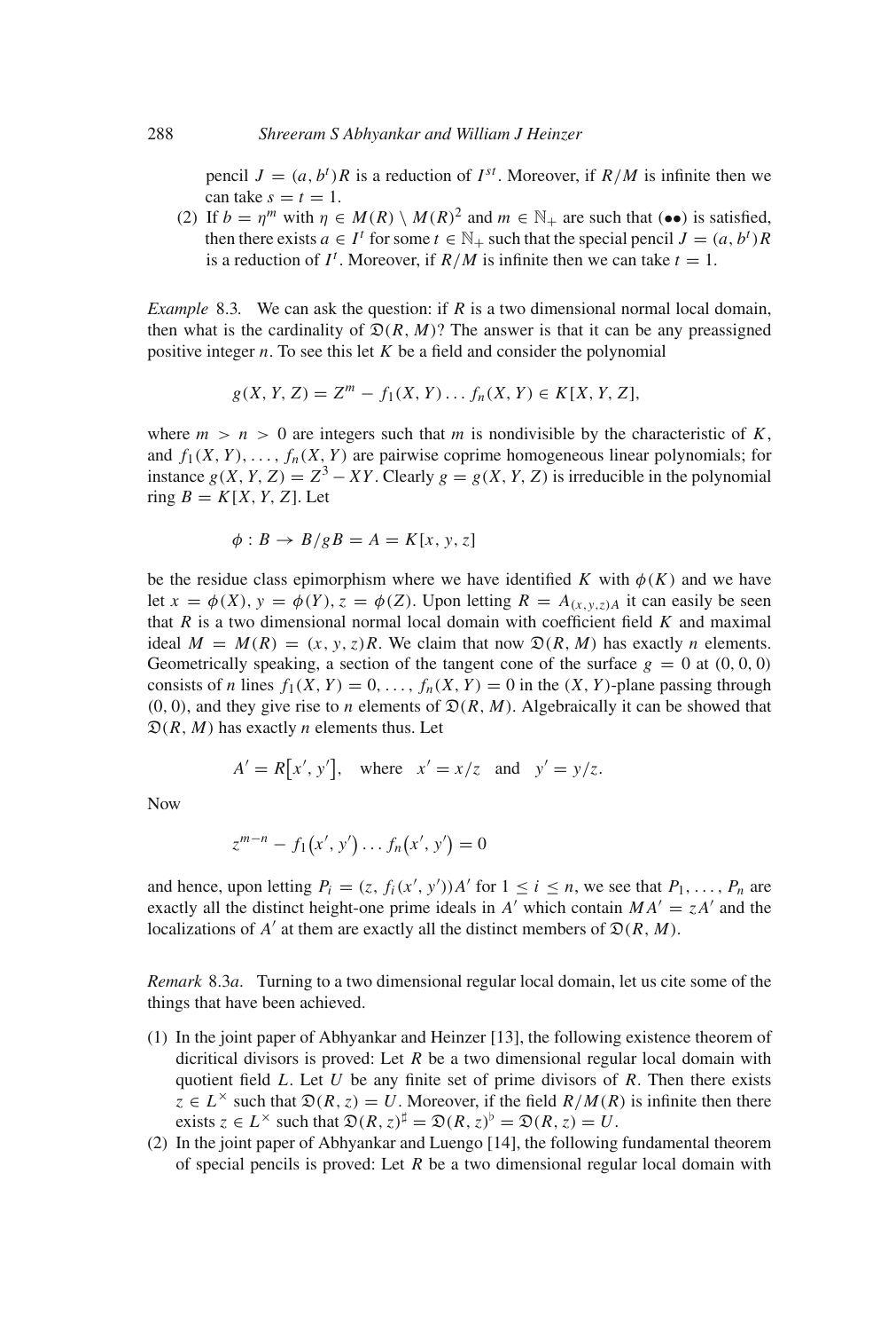pencil $J = (a, b^t)R$ is a reduction of $I^{st}$. Moreover, if $R/M$ is infinite then we can take $s = t = 1$.

(2) If $b = \eta^m$ with $\eta \in M(R) \setminus M(R)^2$ and $m \in \mathbb{N}_+$ are such that (••) is satisfied, then there exists $a \in I^t$ for some $t \in \mathbb{N}_+$ such that the special pencil $J = (a, b^t)R$ is a reduction of $I^t$. Moreover, if $R/M$ is infinite then we can take $t = 1$.

*Example* 8.3. We can ask the question: if $R$ is a two dimensional normal local domain, then what is the cardinality of $\mathfrak{D}(R, M)$? The answer is that it can be any preassigned positive integer $n$. To see this let $K$ be a field and consider the polynomial

$$g(X, Y, Z) = Z^m - f_1(X, Y) \dots f_n(X, Y) \in K[X, Y, Z],$$

where $m > n > 0$ are integers such that $m$ is nondivisible by the characteristic of $K$, and $f_1(X, Y), \dots, f_n(X, Y)$ are pairwise coprime homogeneous linear polynomials; for instance $g(X, Y, Z) = Z^3 - XY$. Clearly $g = g(X, Y, Z)$ is irreducible in the polynomial ring $B = K[X, Y, Z]$. Let

$$\phi : B \to B/gB = A = K[x, y, z]$$

be the residue class epimorphism where we have identified $K$ with $\phi(K)$ and we have let $x = \phi(X)$, $y = \phi(Y)$, $z = \phi(Z)$. Upon letting $R = A_{(x,y,z)A}$ it can easily be seen that $R$ is a two dimensional normal local domain with coefficient field $K$ and maximal ideal $M = M(R) = (x, y, z)R$. We claim that now $\mathfrak{D}(R, M)$ has exactly $n$ elements. Geometrically speaking, a section of the tangent cone of the surface $g = 0$ at $(0, 0, 0)$ consists of $n$ lines $f_1(X, Y) = 0, \dots, f_n(X, Y) = 0$ in the $(X, Y)$-plane passing through $(0, 0)$, and they give rise to $n$ elements of $\mathfrak{D}(R, M)$. Algebraically it can be showed that $\mathfrak{D}(R, M)$ has exactly $n$ elements thus. Let

$$A' = R\big[x', y'\big], \quad \text{where} \quad x' = x/z \quad \text{and} \quad y' = y/z.$$

Now

$$z^{m-n} - f_1\big(x', y'\big) \dots f_n\big(x', y'\big) = 0$$

and hence, upon letting $P_i = (z, f_i(x', y'))A'$ for $1 \le i \le n$, we see that $P_1, \dots, P_n$ are exactly all the distinct height-one prime ideals in $A'$ which contain $MA' = zA'$ and the localizations of $A'$ at them are exactly all the distinct members of $\mathfrak{D}(R, M)$.

*Remark* 8.3*a*. Turning to a two dimensional regular local domain, let us cite some of the things that have been achieved.

(1) In the joint paper of Abhyankar and Heinzer [13], the following existence theorem of dicritical divisors is proved: Let $R$ be a two dimensional regular local domain with quotient field $L$. Let $U$ be any finite set of prime divisors of $R$. Then there exists $z \in L^\times$ such that $\mathfrak{D}(R, z) = U$. Moreover, if the field $R/M(R)$ is infinite then there exists $z \in L^\times$ such that $\mathfrak{D}(R, z)^\sharp = \mathfrak{D}(R, z)^\flat = \mathfrak{D}(R, z) = U$.

(2) In the joint paper of Abhyankar and Luengo [14], the following fundamental theorem of special pencils is proved: Let $R$ be a two dimensional regular local domain with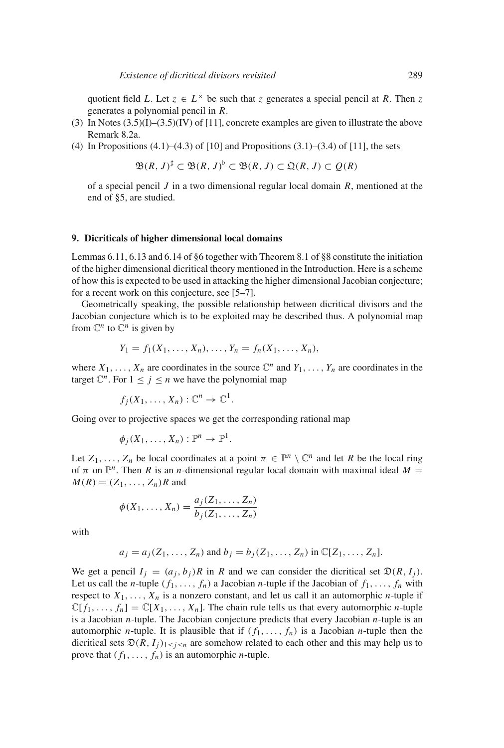quotient field $L$. Let $z \in L^\times$ be such that $z$ generates a special pencil at $R$. Then $z$ generates a polynomial pencil in $R$.

(3) In Notes (3.5)(I)–(3.5)(IV) of [11], concrete examples are given to illustrate the above Remark 8.2a.

(4) In Propositions (4.1)–(4.3) of [10] and Propositions (3.1)–(3.4) of [11], the sets

$$\mathfrak{B}(R, J)^\sharp \subset \mathfrak{B}(R, J)^\flat \subset \mathfrak{B}(R, J) \subset \mathfrak{Q}(R, J) \subset Q(R)$$

of a special pencil $J$ in a two dimensional regular local domain $R$, mentioned at the end of §5, are studied.

## 9. Dicriticals of higher dimensional local domains

Lemmas 6.11, 6.13 and 6.14 of §6 together with Theorem 8.1 of §8 constitute the initiation of the higher dimensional dicritical theory mentioned in the Introduction. Here is a scheme of how this is expected to be used in attacking the higher dimensional Jacobian conjecture; for a recent work on this conjecture, see [5–7].

Geometrically speaking, the possible relationship between dicritical divisors and the Jacobian conjecture which is to be exploited may be described thus. A polynomial map from $\mathbb{C}^n$ to $\mathbb{C}^n$ is given by

$$Y_1 = f_1(X_1, \ldots, X_n), \ldots, Y_n = f_n(X_1, \ldots, X_n),$$

where $X_1, \ldots, X_n$ are coordinates in the source $\mathbb{C}^n$ and $Y_1, \ldots, Y_n$ are coordinates in the target $\mathbb{C}^n$. For $1 \le j \le n$ we have the polynomial map

$$f_j(X_1, \ldots, X_n) : \mathbb{C}^n \to \mathbb{C}^1.$$

Going over to projective spaces we get the corresponding rational map

$$\phi_j(X_1, \ldots, X_n) : \mathbb{P}^n \to \mathbb{P}^1.$$

Let $Z_1, \ldots, Z_n$ be local coordinates at a point $\pi \in \mathbb{P}^n \setminus \mathbb{C}^n$ and let $R$ be the local ring of $\pi$ on $\mathbb{P}^n$. Then $R$ is an $n$-dimensional regular local domain with maximal ideal $M = M(R) = (Z_1, \ldots, Z_n)R$ and

$$\phi(X_1, \ldots, X_n) = \frac{a_j(Z_1, \ldots, Z_n)}{b_j(Z_1, \ldots, Z_n)}$$

with

$$a_j = a_j(Z_1, \ldots, Z_n) \text{ and } b_j = b_j(Z_1, \ldots, Z_n) \text{ in } \mathbb{C}[Z_1, \ldots, Z_n].$$

We get a pencil $I_j = (a_j, b_j)R$ in $R$ and we can consider the dicritical set $\mathfrak{D}(R, I_j)$. Let us call the $n$-tuple $(f_1, \ldots, f_n)$ a Jacobian $n$-tuple if the Jacobian of $f_1, \ldots, f_n$ with respect to $X_1, \ldots, X_n$ is a nonzero constant, and let us call it an automorphic $n$-tuple if $\mathbb{C}[f_1, \ldots, f_n] = \mathbb{C}[X_1, \ldots, X_n]$. The chain rule tells us that every automorphic $n$-tuple is a Jacobian $n$-tuple. The Jacobian conjecture predicts that every Jacobian $n$-tuple is an automorphic $n$-tuple. It is plausible that if $(f_1, \ldots, f_n)$ is a Jacobian $n$-tuple then the dicritical sets $\mathfrak{D}(R, I_j)_{1 \le j \le n}$ are somehow related to each other and this may help us to prove that $(f_1, \ldots, f_n)$ is an automorphic $n$-tuple.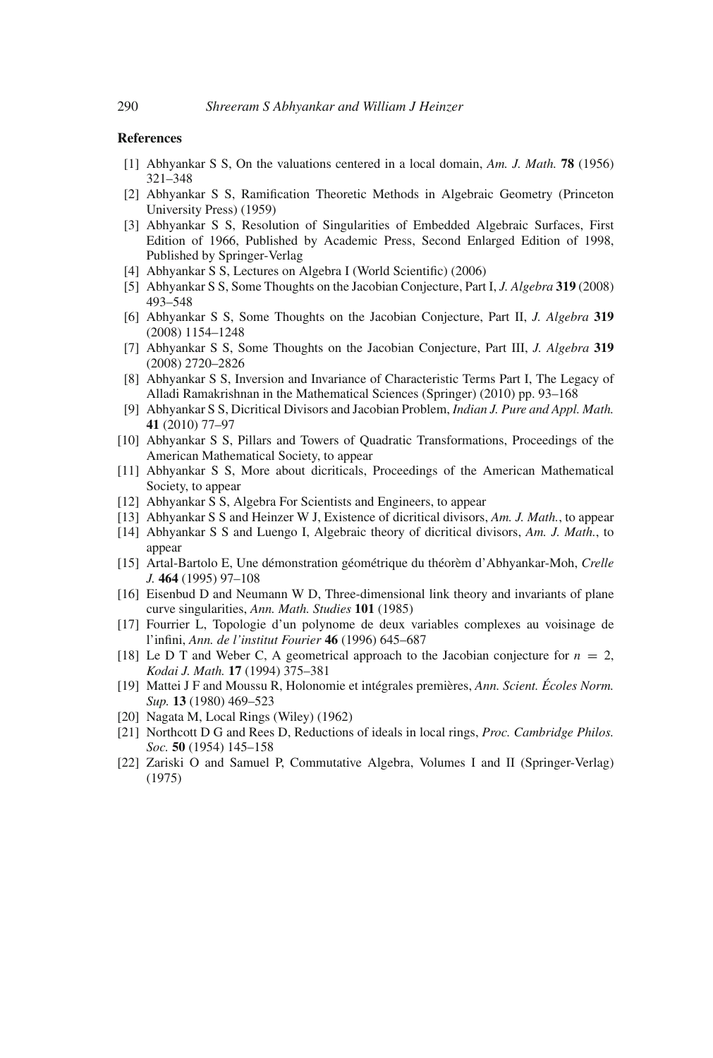## References

[1] Abhyankar S S, On the valuations centered in a local domain, *Am. J. Math.* **78** (1956) 321–348

[2] Abhyankar S S, Ramification Theoretic Methods in Algebraic Geometry (Princeton University Press) (1959)

[3] Abhyankar S S, Resolution of Singularities of Embedded Algebraic Surfaces, First Edition of 1966, Published by Academic Press, Second Enlarged Edition of 1998, Published by Springer-Verlag

[4] Abhyankar S S, Lectures on Algebra I (World Scientific) (2006)

[5] Abhyankar S S, Some Thoughts on the Jacobian Conjecture, Part I, *J. Algebra* **319** (2008) 493–548

[6] Abhyankar S S, Some Thoughts on the Jacobian Conjecture, Part II, *J. Algebra* **319** (2008) 1154–1248

[7] Abhyankar S S, Some Thoughts on the Jacobian Conjecture, Part III, *J. Algebra* **319** (2008) 2720–2826

[8] Abhyankar S S, Inversion and Invariance of Characteristic Terms Part I, The Legacy of Alladi Ramakrishnan in the Mathematical Sciences (Springer) (2010) pp. 93–168

[9] Abhyankar S S, Dicritical Divisors and Jacobian Problem, *Indian J. Pure and Appl. Math.* **41** (2010) 77–97

[10] Abhyankar S S, Pillars and Towers of Quadratic Transformations, Proceedings of the American Mathematical Society, to appear

[11] Abhyankar S S, More about dicriticals, Proceedings of the American Mathematical Society, to appear

[12] Abhyankar S S, Algebra For Scientists and Engineers, to appear

[13] Abhyankar S S and Heinzer W J, Existence of dicritical divisors, *Am. J. Math.*, to appear

[14] Abhyankar S S and Luengo I, Algebraic theory of dicritical divisors, *Am. J. Math.*, to appear

[15] Artal-Bartolo E, Une démonstration géométrique du théorèm d'Abhyankar-Moh, *Crelle J.* **464** (1995) 97–108

[16] Eisenbud D and Neumann W D, Three-dimensional link theory and invariants of plane curve singularities, *Ann. Math. Studies* **101** (1985)

[17] Fourrier L, Topologie d'un polynome de deux variables complexes au voisinage de l'infini, *Ann. de l'institut Fourier* **46** (1996) 645–687

[18] Le D T and Weber C, A geometrical approach to the Jacobian conjecture for $n = 2$, *Kodai J. Math.* **17** (1994) 375–381

[19] Mattei J F and Moussu R, Holonomie et intégrales premières, *Ann. Scient. Écoles Norm. Sup.* **13** (1980) 469–523

[20] Nagata M, Local Rings (Wiley) (1962)

[21] Northcott D G and Rees D, Reductions of ideals in local rings, *Proc. Cambridge Philos. Soc.* **50** (1954) 145–158

[22] Zariski O and Samuel P, Commutative Algebra, Volumes I and II (Springer-Verlag) (1975)